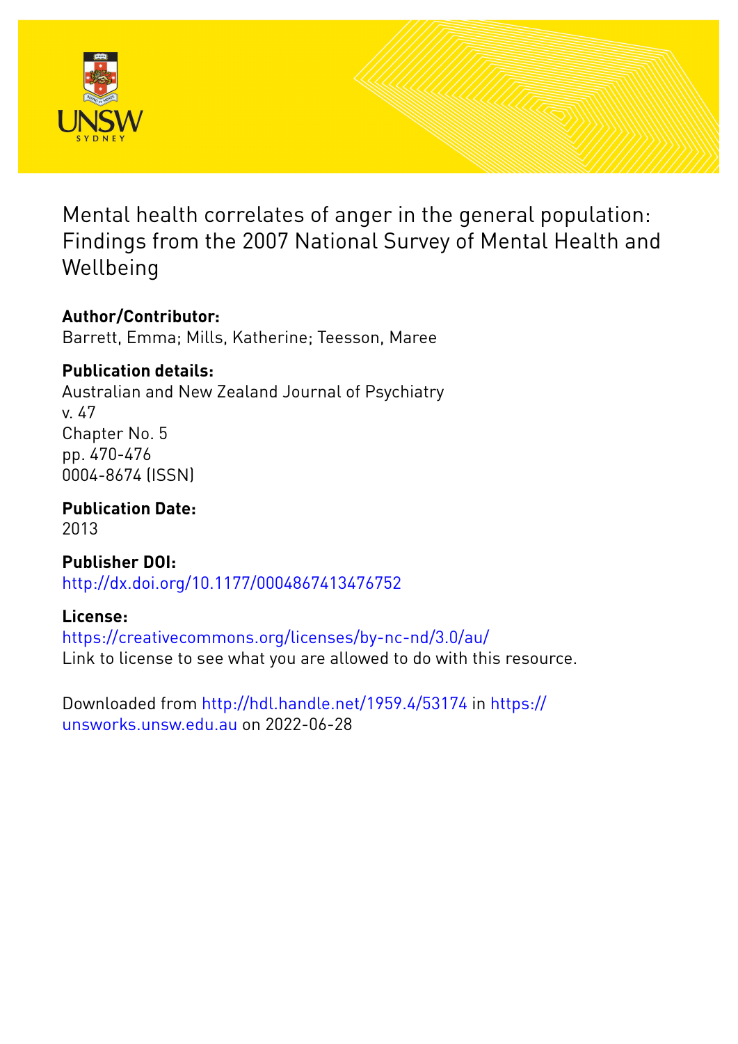# Mental health correlates of anger in the general population: Findings from the 2007 National Survey of Mental Health and Wellbeing

**Author/Contributor:**
Barrett, Emma; Mills, Katherine; Teesson, Maree

**Publication details:**
Australian and New Zealand Journal of Psychiatry
v. 47
Chapter No. 5
pp. 470-476
0004-8674 (ISSN)

**Publication Date:**
2013

**Publisher DOI:**
http://dx.doi.org/10.1177/0004867413476752

**License:**
https://creativecommons.org/licenses/by-nc-nd/3.0/au/
Link to license to see what you are allowed to do with this resource.

Downloaded from http://hdl.handle.net/1959.4/53174 in https://unsworks.unsw.edu.au on 2022-06-28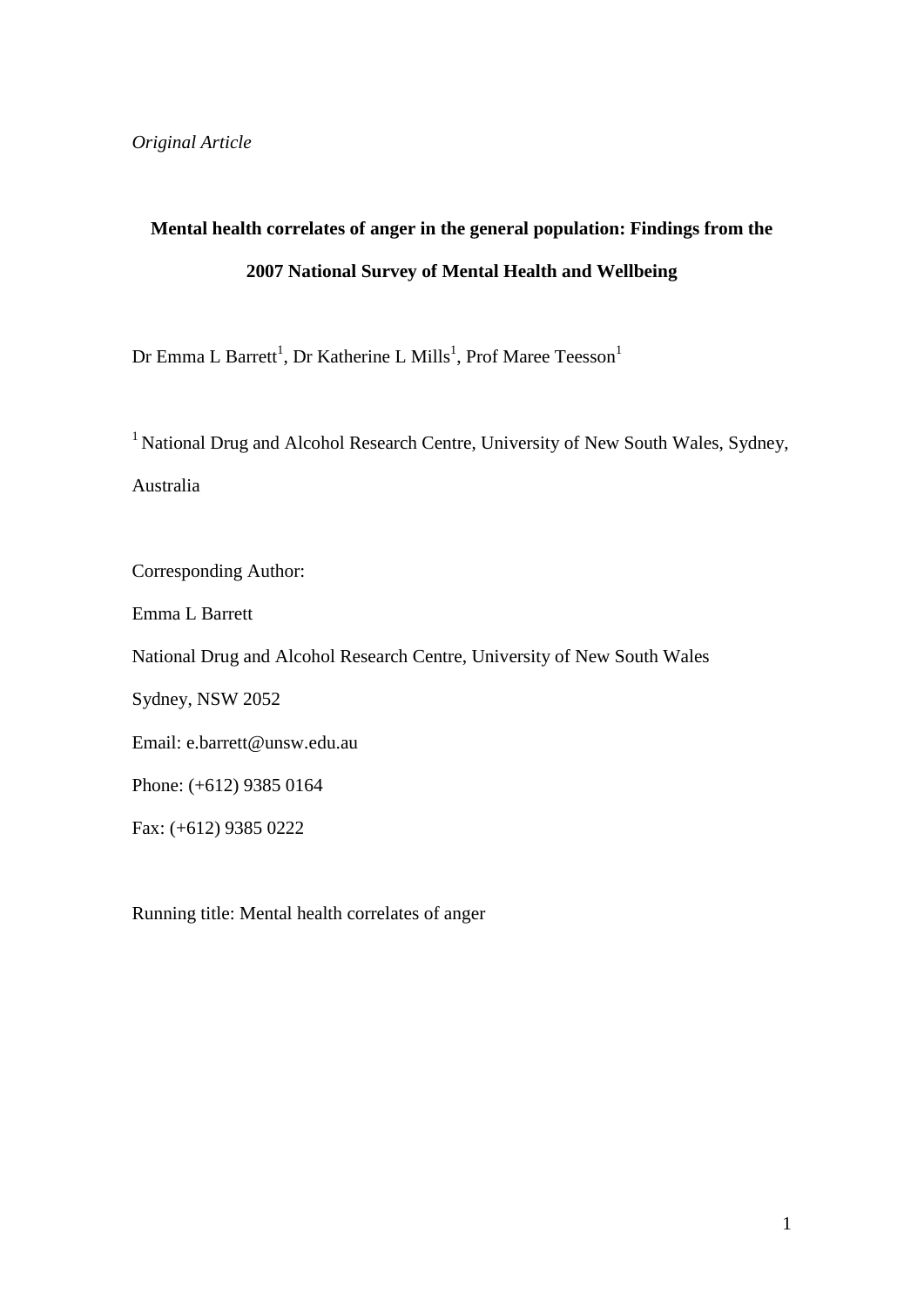*Original Article*

**Mental health correlates of anger in the general population: Findings from the 2007 National Survey of Mental Health and Wellbeing**

Dr Emma L Barrett[1], Dr Katherine L Mills[1], Prof Maree Teesson[1]

[1] National Drug and Alcohol Research Centre, University of New South Wales, Sydney, Australia

Corresponding Author:

Emma L Barrett

National Drug and Alcohol Research Centre, University of New South Wales

Sydney, NSW 2052

Email: e.barrett@unsw.edu.au

Phone: (+612) 9385 0164

Fax: (+612) 9385 0222

Running title: Mental health correlates of anger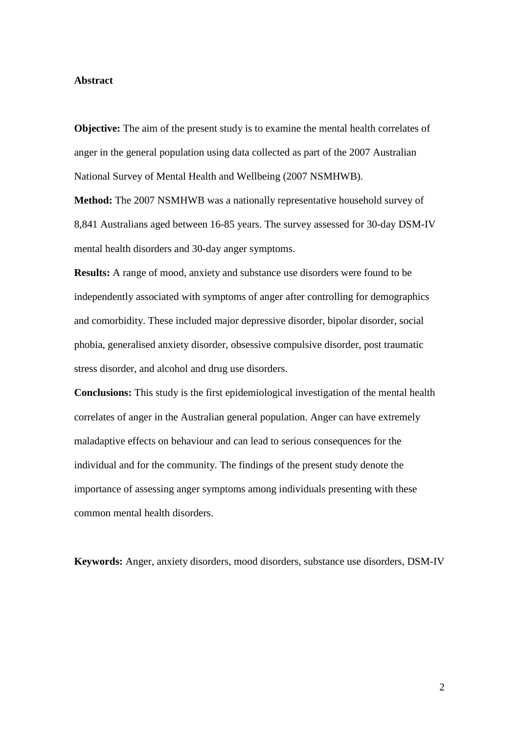**Abstract**

**Objective:** The aim of the present study is to examine the mental health correlates of anger in the general population using data collected as part of the 2007 Australian National Survey of Mental Health and Wellbeing (2007 NSMHWB).

**Method:** The 2007 NSMHWB was a nationally representative household survey of 8,841 Australians aged between 16-85 years. The survey assessed for 30-day DSM-IV mental health disorders and 30-day anger symptoms.

**Results:** A range of mood, anxiety and substance use disorders were found to be independently associated with symptoms of anger after controlling for demographics and comorbidity. These included major depressive disorder, bipolar disorder, social phobia, generalised anxiety disorder, obsessive compulsive disorder, post traumatic stress disorder, and alcohol and drug use disorders.

**Conclusions:** This study is the first epidemiological investigation of the mental health correlates of anger in the Australian general population. Anger can have extremely maladaptive effects on behaviour and can lead to serious consequences for the individual and for the community. The findings of the present study denote the importance of assessing anger symptoms among individuals presenting with these common mental health disorders.

**Keywords:** Anger, anxiety disorders, mood disorders, substance use disorders, DSM-IV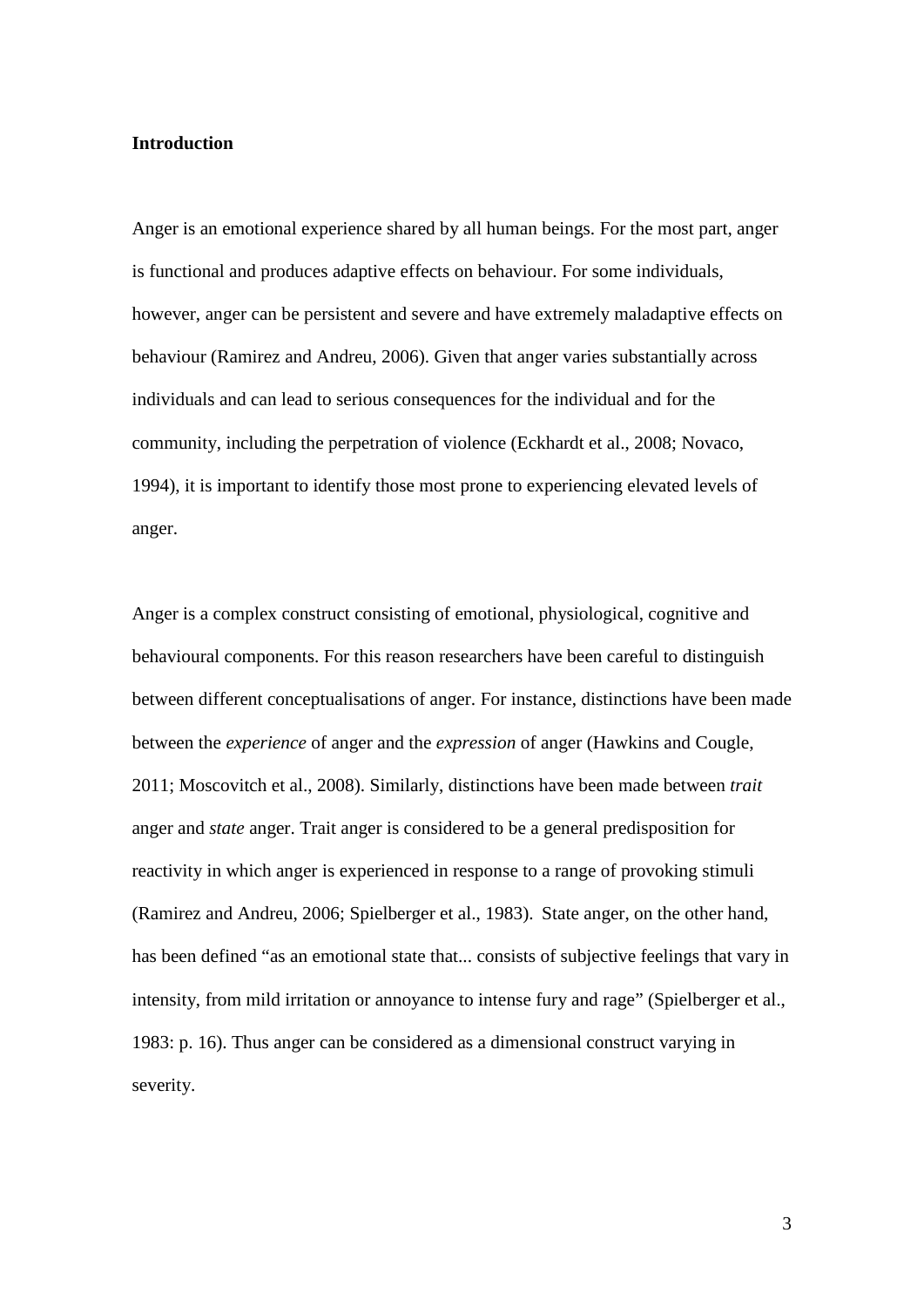## Introduction

Anger is an emotional experience shared by all human beings. For the most part, anger is functional and produces adaptive effects on behaviour. For some individuals, however, anger can be persistent and severe and have extremely maladaptive effects on behaviour (Ramirez and Andreu, 2006). Given that anger varies substantially across individuals and can lead to serious consequences for the individual and for the community, including the perpetration of violence (Eckhardt et al., 2008; Novaco, 1994), it is important to identify those most prone to experiencing elevated levels of anger.

Anger is a complex construct consisting of emotional, physiological, cognitive and behavioural components. For this reason researchers have been careful to distinguish between different conceptualisations of anger. For instance, distinctions have been made between the *experience* of anger and the *expression* of anger (Hawkins and Cougle, 2011; Moscovitch et al., 2008). Similarly, distinctions have been made between *trait* anger and *state* anger. Trait anger is considered to be a general predisposition for reactivity in which anger is experienced in response to a range of provoking stimuli (Ramirez and Andreu, 2006; Spielberger et al., 1983). State anger, on the other hand, has been defined "as an emotional state that... consists of subjective feelings that vary in intensity, from mild irritation or annoyance to intense fury and rage" (Spielberger et al., 1983: p. 16). Thus anger can be considered as a dimensional construct varying in severity.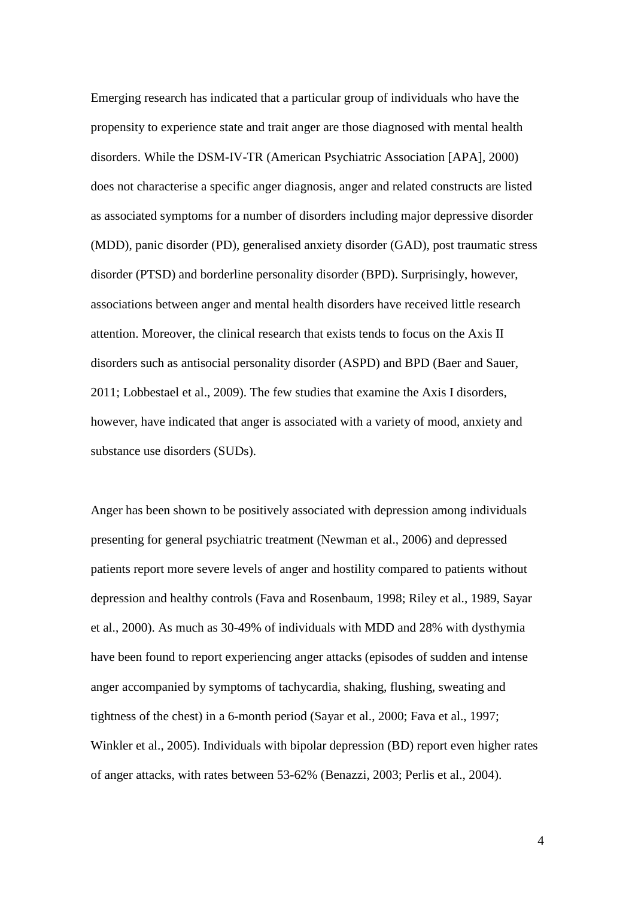Emerging research has indicated that a particular group of individuals who have the propensity to experience state and trait anger are those diagnosed with mental health disorders. While the DSM-IV-TR (American Psychiatric Association [APA], 2000) does not characterise a specific anger diagnosis, anger and related constructs are listed as associated symptoms for a number of disorders including major depressive disorder (MDD), panic disorder (PD), generalised anxiety disorder (GAD), post traumatic stress disorder (PTSD) and borderline personality disorder (BPD). Surprisingly, however, associations between anger and mental health disorders have received little research attention. Moreover, the clinical research that exists tends to focus on the Axis II disorders such as antisocial personality disorder (ASPD) and BPD (Baer and Sauer, 2011; Lobbestael et al., 2009). The few studies that examine the Axis I disorders, however, have indicated that anger is associated with a variety of mood, anxiety and substance use disorders (SUDs).

Anger has been shown to be positively associated with depression among individuals presenting for general psychiatric treatment (Newman et al., 2006) and depressed patients report more severe levels of anger and hostility compared to patients without depression and healthy controls (Fava and Rosenbaum, 1998; Riley et al., 1989, Sayar et al., 2000). As much as 30-49% of individuals with MDD and 28% with dysthymia have been found to report experiencing anger attacks (episodes of sudden and intense anger accompanied by symptoms of tachycardia, shaking, flushing, sweating and tightness of the chest) in a 6-month period (Sayar et al., 2000; Fava et al., 1997; Winkler et al., 2005). Individuals with bipolar depression (BD) report even higher rates of anger attacks, with rates between 53-62% (Benazzi, 2003; Perlis et al., 2004).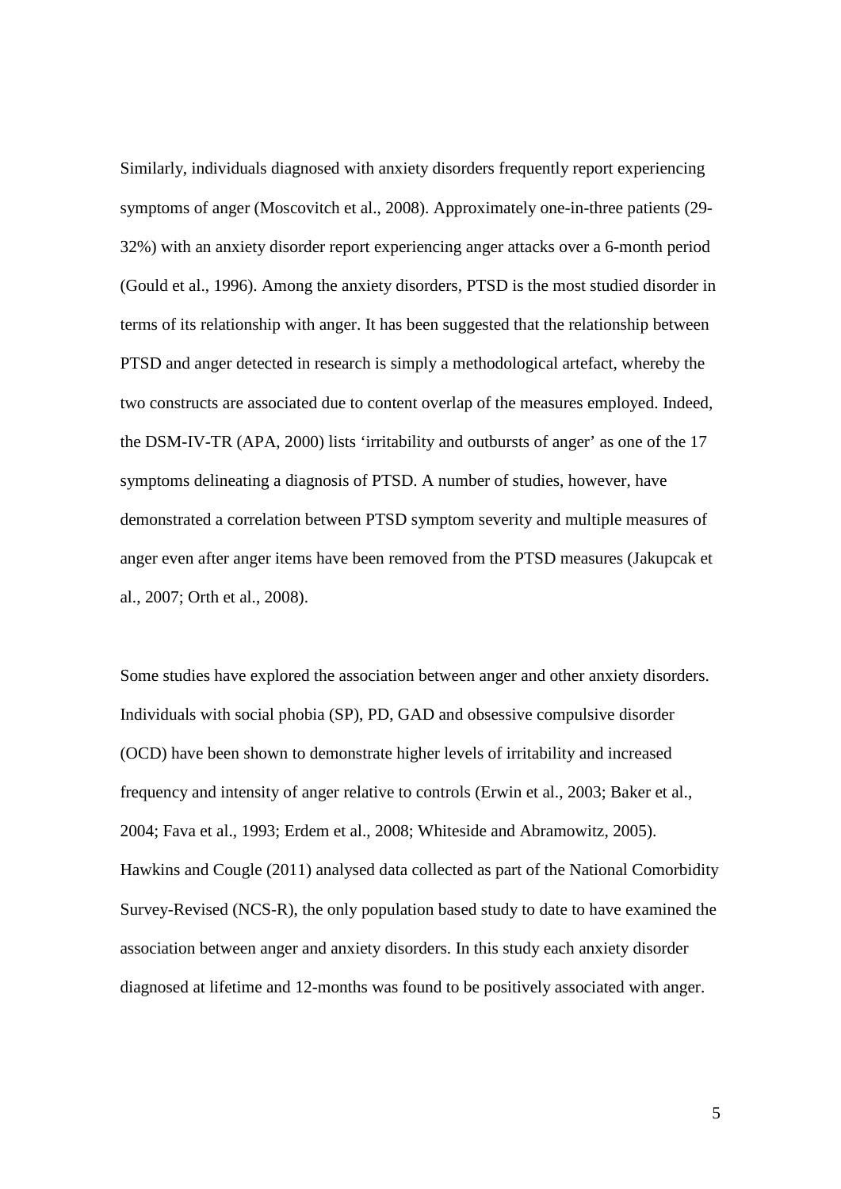Similarly, individuals diagnosed with anxiety disorders frequently report experiencing symptoms of anger (Moscovitch et al., 2008). Approximately one-in-three patients (29-32%) with an anxiety disorder report experiencing anger attacks over a 6-month period (Gould et al., 1996). Among the anxiety disorders, PTSD is the most studied disorder in terms of its relationship with anger. It has been suggested that the relationship between PTSD and anger detected in research is simply a methodological artefact, whereby the two constructs are associated due to content overlap of the measures employed. Indeed, the DSM-IV-TR (APA, 2000) lists 'irritability and outbursts of anger' as one of the 17 symptoms delineating a diagnosis of PTSD. A number of studies, however, have demonstrated a correlation between PTSD symptom severity and multiple measures of anger even after anger items have been removed from the PTSD measures (Jakupcak et al., 2007; Orth et al., 2008).

Some studies have explored the association between anger and other anxiety disorders. Individuals with social phobia (SP), PD, GAD and obsessive compulsive disorder (OCD) have been shown to demonstrate higher levels of irritability and increased frequency and intensity of anger relative to controls (Erwin et al., 2003; Baker et al., 2004; Fava et al., 1993; Erdem et al., 2008; Whiteside and Abramowitz, 2005). Hawkins and Cougle (2011) analysed data collected as part of the National Comorbidity Survey-Revised (NCS-R), the only population based study to date to have examined the association between anger and anxiety disorders. In this study each anxiety disorder diagnosed at lifetime and 12-months was found to be positively associated with anger.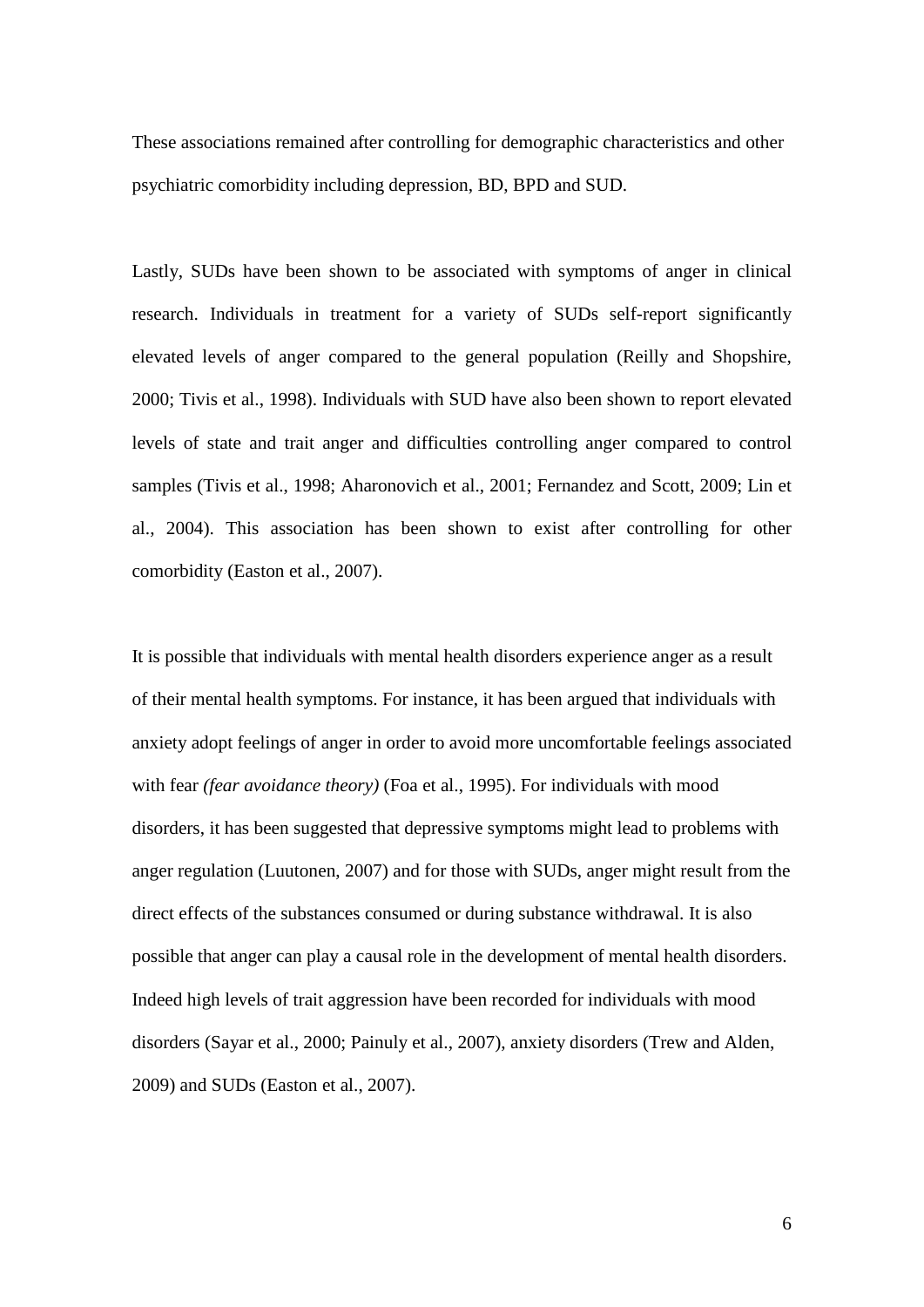These associations remained after controlling for demographic characteristics and other psychiatric comorbidity including depression, BD, BPD and SUD.

Lastly, SUDs have been shown to be associated with symptoms of anger in clinical research. Individuals in treatment for a variety of SUDs self-report significantly elevated levels of anger compared to the general population (Reilly and Shopshire, 2000; Tivis et al., 1998). Individuals with SUD have also been shown to report elevated levels of state and trait anger and difficulties controlling anger compared to control samples (Tivis et al., 1998; Aharonovich et al., 2001; Fernandez and Scott, 2009; Lin et al., 2004). This association has been shown to exist after controlling for other comorbidity (Easton et al., 2007).

It is possible that individuals with mental health disorders experience anger as a result of their mental health symptoms. For instance, it has been argued that individuals with anxiety adopt feelings of anger in order to avoid more uncomfortable feelings associated with fear *(fear avoidance theory)* (Foa et al., 1995). For individuals with mood disorders, it has been suggested that depressive symptoms might lead to problems with anger regulation (Luutonen, 2007) and for those with SUDs, anger might result from the direct effects of the substances consumed or during substance withdrawal. It is also possible that anger can play a causal role in the development of mental health disorders. Indeed high levels of trait aggression have been recorded for individuals with mood disorders (Sayar et al., 2000; Painuly et al., 2007), anxiety disorders (Trew and Alden, 2009) and SUDs (Easton et al., 2007).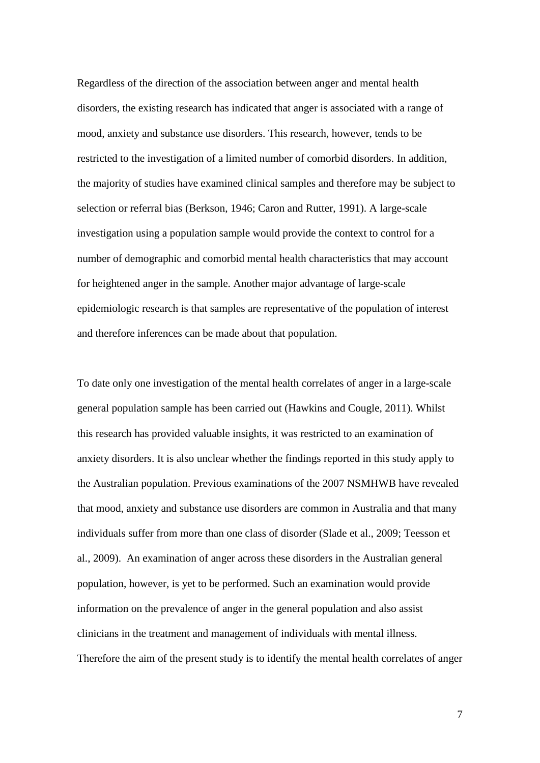Regardless of the direction of the association between anger and mental health disorders, the existing research has indicated that anger is associated with a range of mood, anxiety and substance use disorders. This research, however, tends to be restricted to the investigation of a limited number of comorbid disorders. In addition, the majority of studies have examined clinical samples and therefore may be subject to selection or referral bias (Berkson, 1946; Caron and Rutter, 1991). A large-scale investigation using a population sample would provide the context to control for a number of demographic and comorbid mental health characteristics that may account for heightened anger in the sample. Another major advantage of large-scale epidemiologic research is that samples are representative of the population of interest and therefore inferences can be made about that population.

To date only one investigation of the mental health correlates of anger in a large-scale general population sample has been carried out (Hawkins and Cougle, 2011). Whilst this research has provided valuable insights, it was restricted to an examination of anxiety disorders. It is also unclear whether the findings reported in this study apply to the Australian population. Previous examinations of the 2007 NSMHWB have revealed that mood, anxiety and substance use disorders are common in Australia and that many individuals suffer from more than one class of disorder (Slade et al., 2009; Teesson et al., 2009). An examination of anger across these disorders in the Australian general population, however, is yet to be performed. Such an examination would provide information on the prevalence of anger in the general population and also assist clinicians in the treatment and management of individuals with mental illness. Therefore the aim of the present study is to identify the mental health correlates of anger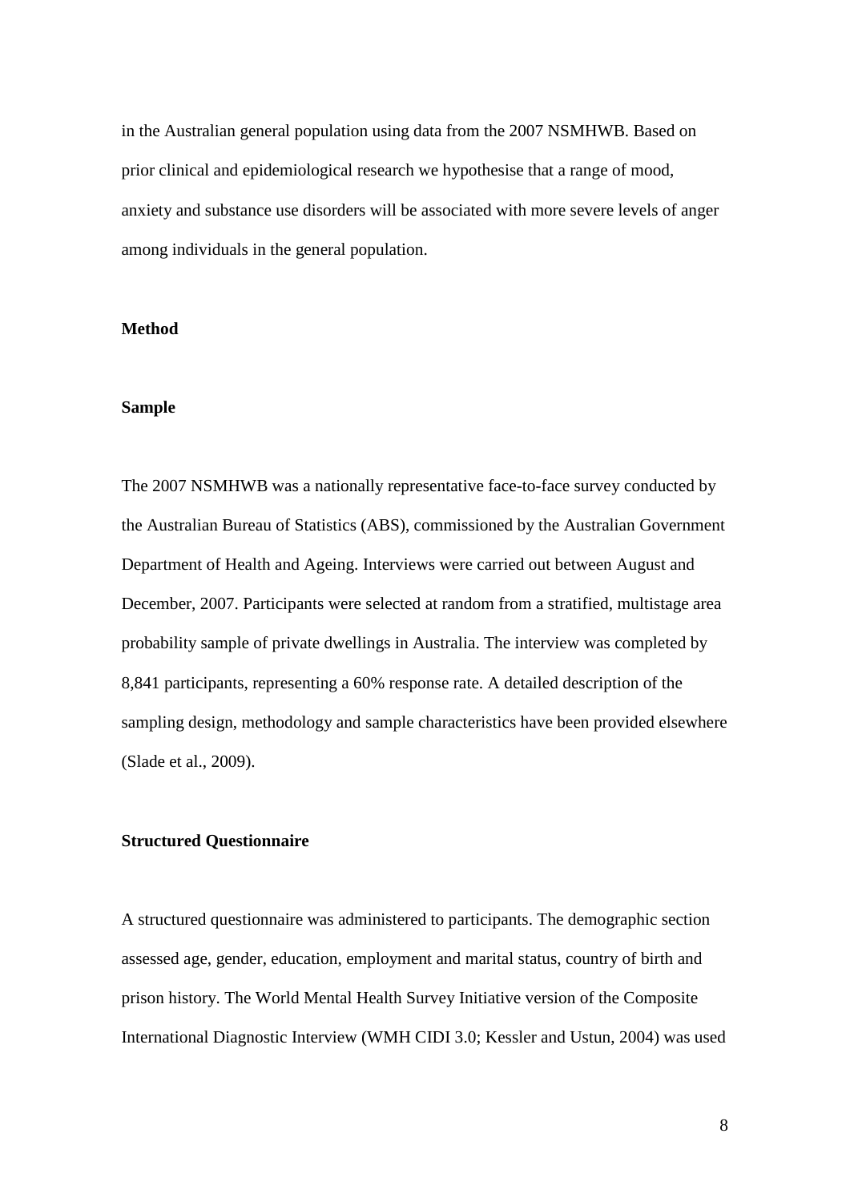in the Australian general population using data from the 2007 NSMHWB. Based on prior clinical and epidemiological research we hypothesise that a range of mood, anxiety and substance use disorders will be associated with more severe levels of anger among individuals in the general population.

## Method

### Sample

The 2007 NSMHWB was a nationally representative face-to-face survey conducted by the Australian Bureau of Statistics (ABS), commissioned by the Australian Government Department of Health and Ageing. Interviews were carried out between August and December, 2007. Participants were selected at random from a stratified, multistage area probability sample of private dwellings in Australia. The interview was completed by 8,841 participants, representing a 60% response rate. A detailed description of the sampling design, methodology and sample characteristics have been provided elsewhere (Slade et al., 2009).

### Structured Questionnaire

A structured questionnaire was administered to participants. The demographic section assessed age, gender, education, employment and marital status, country of birth and prison history. The World Mental Health Survey Initiative version of the Composite International Diagnostic Interview (WMH CIDI 3.0; Kessler and Ustun, 2004) was used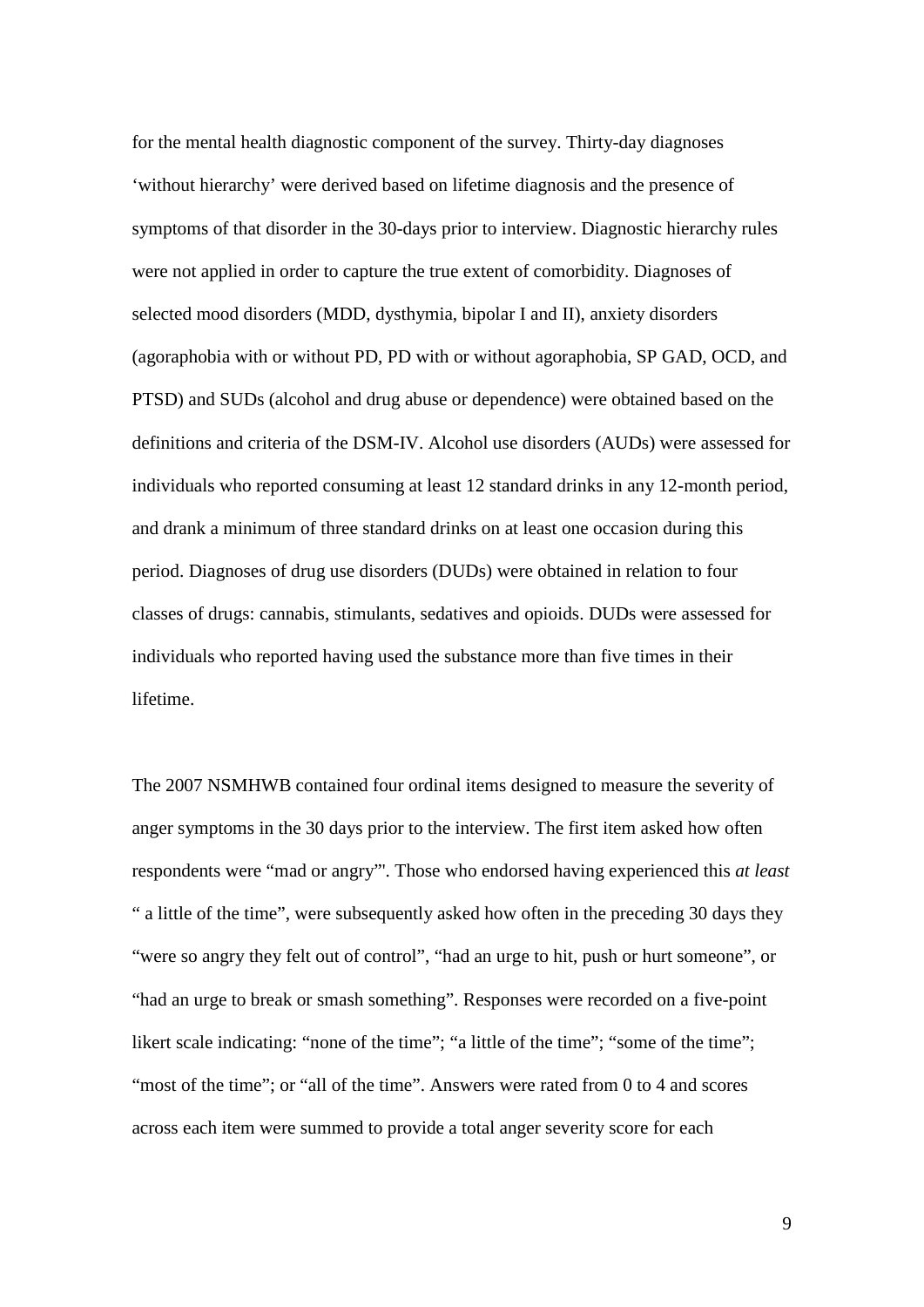for the mental health diagnostic component of the survey. Thirty-day diagnoses 'without hierarchy' were derived based on lifetime diagnosis and the presence of symptoms of that disorder in the 30-days prior to interview. Diagnostic hierarchy rules were not applied in order to capture the true extent of comorbidity. Diagnoses of selected mood disorders (MDD, dysthymia, bipolar I and II), anxiety disorders (agoraphobia with or without PD, PD with or without agoraphobia, SP GAD, OCD, and PTSD) and SUDs (alcohol and drug abuse or dependence) were obtained based on the definitions and criteria of the DSM-IV. Alcohol use disorders (AUDs) were assessed for individuals who reported consuming at least 12 standard drinks in any 12-month period, and drank a minimum of three standard drinks on at least one occasion during this period. Diagnoses of drug use disorders (DUDs) were obtained in relation to four classes of drugs: cannabis, stimulants, sedatives and opioids. DUDs were assessed for individuals who reported having used the substance more than five times in their lifetime.

The 2007 NSMHWB contained four ordinal items designed to measure the severity of anger symptoms in the 30 days prior to the interview. The first item asked how often respondents were "mad or angry"'. Those who endorsed having experienced this *at least* " a little of the time", were subsequently asked how often in the preceding 30 days they "were so angry they felt out of control", "had an urge to hit, push or hurt someone", or "had an urge to break or smash something". Responses were recorded on a five-point likert scale indicating: "none of the time"; "a little of the time"; "some of the time"; "most of the time"; or "all of the time". Answers were rated from 0 to 4 and scores across each item were summed to provide a total anger severity score for each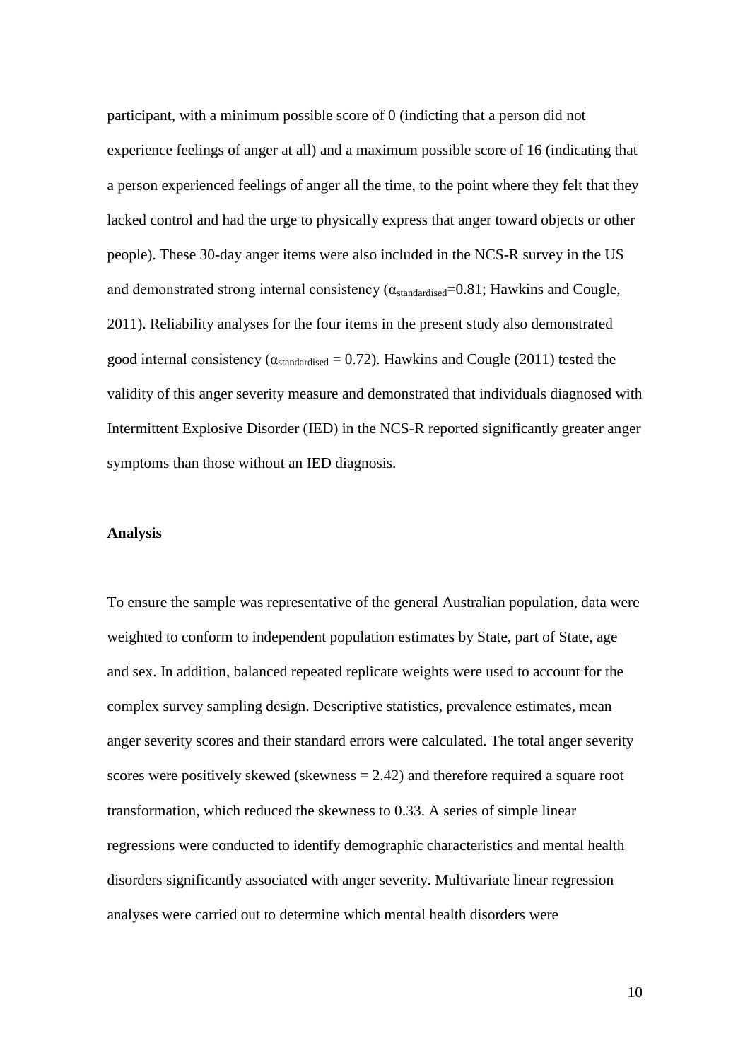participant, with a minimum possible score of 0 (indicting that a person did not experience feelings of anger at all) and a maximum possible score of 16 (indicating that a person experienced feelings of anger all the time, to the point where they felt that they lacked control and had the urge to physically express that anger toward objects or other people). These 30-day anger items were also included in the NCS-R survey in the US and demonstrated strong internal consistency ($\alpha_{standardised}$=0.81; Hawkins and Cougle, 2011). Reliability analyses for the four items in the present study also demonstrated good internal consistency ($\alpha_{standardised}$ = 0.72). Hawkins and Cougle (2011) tested the validity of this anger severity measure and demonstrated that individuals diagnosed with Intermittent Explosive Disorder (IED) in the NCS-R reported significantly greater anger symptoms than those without an IED diagnosis.

**Analysis**

To ensure the sample was representative of the general Australian population, data were weighted to conform to independent population estimates by State, part of State, age and sex. In addition, balanced repeated replicate weights were used to account for the complex survey sampling design. Descriptive statistics, prevalence estimates, mean anger severity scores and their standard errors were calculated. The total anger severity scores were positively skewed (skewness = 2.42) and therefore required a square root transformation, which reduced the skewness to 0.33. A series of simple linear regressions were conducted to identify demographic characteristics and mental health disorders significantly associated with anger severity. Multivariate linear regression analyses were carried out to determine which mental health disorders were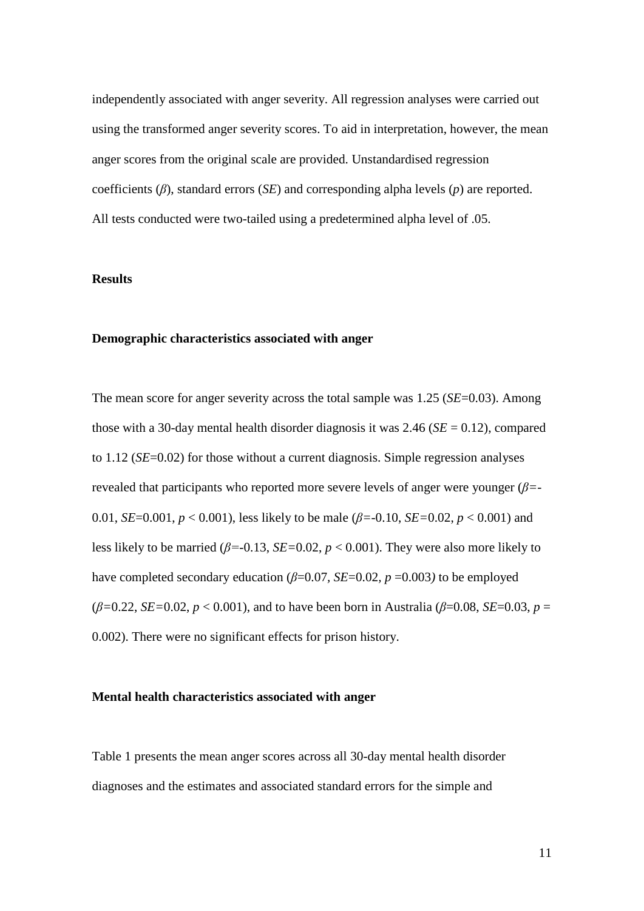independently associated with anger severity. All regression analyses were carried out using the transformed anger severity scores. To aid in interpretation, however, the mean anger scores from the original scale are provided. Unstandardised regression coefficients ($\beta$), standard errors (*SE*) and corresponding alpha levels ($p$) are reported. All tests conducted were two-tailed using a predetermined alpha level of .05.

## Results

### Demographic characteristics associated with anger

The mean score for anger severity across the total sample was 1.25 (*SE*=0.03). Among those with a 30-day mental health disorder diagnosis it was 2.46 (*SE* = 0.12), compared to 1.12 (*SE*=0.02) for those without a current diagnosis. Simple regression analyses revealed that participants who reported more severe levels of anger were younger ($\beta$=-0.01, *SE*=0.001, $p < 0.001$), less likely to be male ($\beta$=-0.10, *SE*=0.02, $p < 0.001$) and less likely to be married ($\beta$=-0.13, *SE*=0.02, $p < 0.001$). They were also more likely to have completed secondary education ($\beta$=0.07, *SE*=0.02, $p$ =0.003) to be employed ($\beta$=0.22, *SE*=0.02, $p < 0.001$), and to have been born in Australia ($\beta$=0.08, *SE*=0.03, $p$ = 0.002). There were no significant effects for prison history.

### Mental health characteristics associated with anger

Table 1 presents the mean anger scores across all 30-day mental health disorder diagnoses and the estimates and associated standard errors for the simple and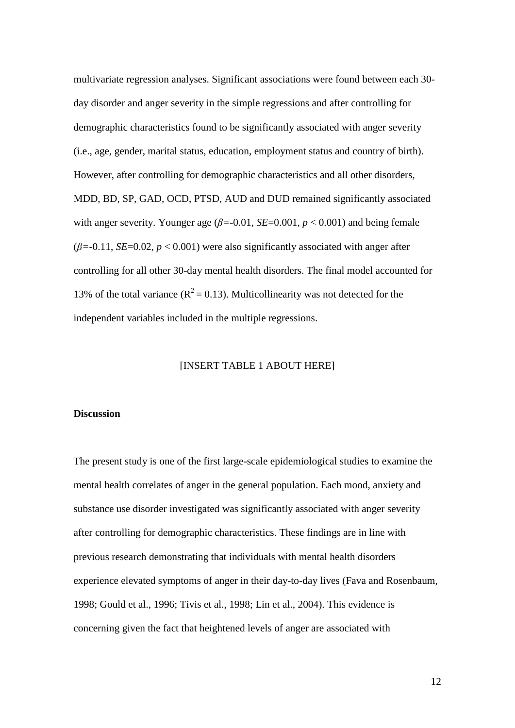multivariate regression analyses. Significant associations were found between each 30-day disorder and anger severity in the simple regressions and after controlling for demographic characteristics found to be significantly associated with anger severity (i.e., age, gender, marital status, education, employment status and country of birth). However, after controlling for demographic characteristics and all other disorders, MDD, BD, SP, GAD, OCD, PTSD, AUD and DUD remained significantly associated with anger severity. Younger age ($\beta$=-0.01, *SE*=0.001, $p < 0.001$) and being female ($\beta$=-0.11, *SE*=0.02, $p < 0.001$) were also significantly associated with anger after controlling for all other 30-day mental health disorders. The final model accounted for 13% of the total variance ($R^2 = 0.13$). Multicollinearity was not detected for the independent variables included in the multiple regressions.

[INSERT TABLE 1 ABOUT HERE]

**Discussion**

The present study is one of the first large-scale epidemiological studies to examine the mental health correlates of anger in the general population. Each mood, anxiety and substance use disorder investigated was significantly associated with anger severity after controlling for demographic characteristics. These findings are in line with previous research demonstrating that individuals with mental health disorders experience elevated symptoms of anger in their day-to-day lives (Fava and Rosenbaum, 1998; Gould et al., 1996; Tivis et al., 1998; Lin et al., 2004). This evidence is concerning given the fact that heightened levels of anger are associated with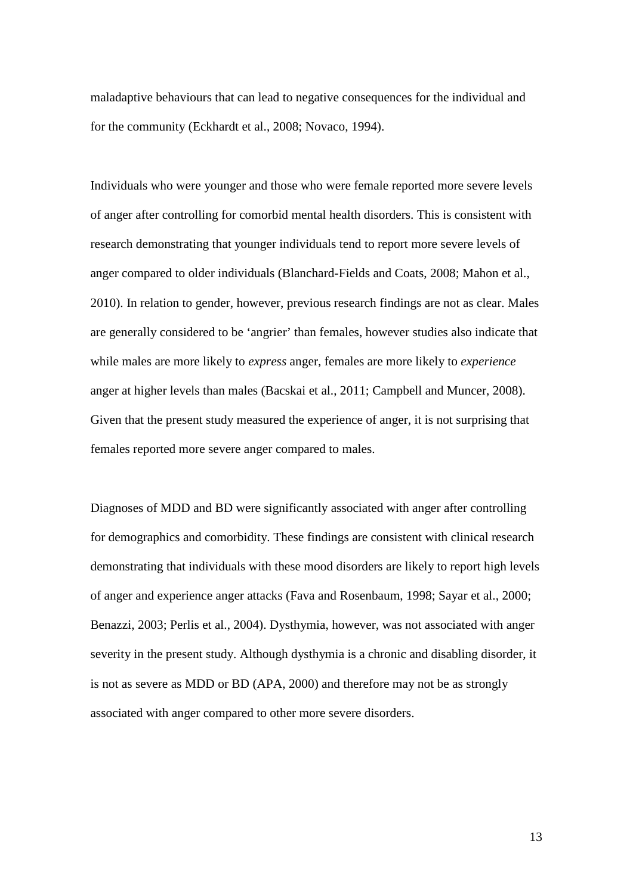maladaptive behaviours that can lead to negative consequences for the individual and for the community (Eckhardt et al., 2008; Novaco, 1994).

Individuals who were younger and those who were female reported more severe levels of anger after controlling for comorbid mental health disorders. This is consistent with research demonstrating that younger individuals tend to report more severe levels of anger compared to older individuals (Blanchard-Fields and Coats, 2008; Mahon et al., 2010). In relation to gender, however, previous research findings are not as clear. Males are generally considered to be 'angrier' than females, however studies also indicate that while males are more likely to *express* anger, females are more likely to *experience* anger at higher levels than males (Bacskai et al., 2011; Campbell and Muncer, 2008). Given that the present study measured the experience of anger, it is not surprising that females reported more severe anger compared to males.

Diagnoses of MDD and BD were significantly associated with anger after controlling for demographics and comorbidity. These findings are consistent with clinical research demonstrating that individuals with these mood disorders are likely to report high levels of anger and experience anger attacks (Fava and Rosenbaum, 1998; Sayar et al., 2000; Benazzi, 2003; Perlis et al., 2004). Dysthymia, however, was not associated with anger severity in the present study. Although dysthymia is a chronic and disabling disorder, it is not as severe as MDD or BD (APA, 2000) and therefore may not be as strongly associated with anger compared to other more severe disorders.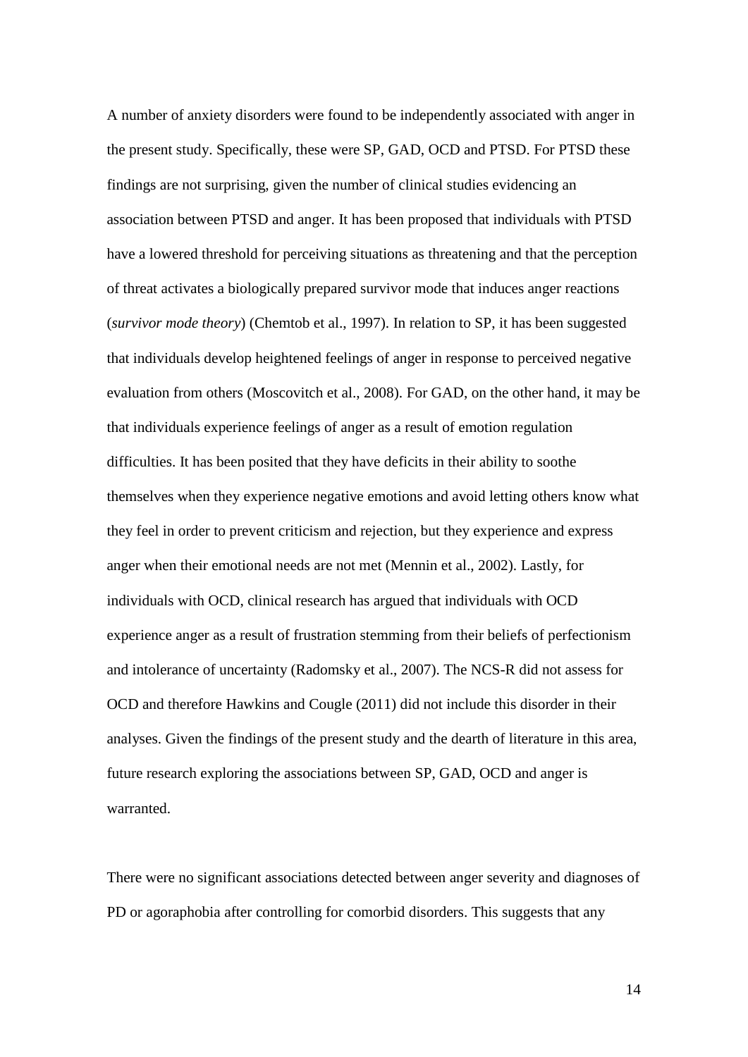A number of anxiety disorders were found to be independently associated with anger in the present study. Specifically, these were SP, GAD, OCD and PTSD. For PTSD these findings are not surprising, given the number of clinical studies evidencing an association between PTSD and anger. It has been proposed that individuals with PTSD have a lowered threshold for perceiving situations as threatening and that the perception of threat activates a biologically prepared survivor mode that induces anger reactions (*survivor mode theory*) (Chemtob et al., 1997). In relation to SP, it has been suggested that individuals develop heightened feelings of anger in response to perceived negative evaluation from others (Moscovitch et al., 2008). For GAD, on the other hand, it may be that individuals experience feelings of anger as a result of emotion regulation difficulties. It has been posited that they have deficits in their ability to soothe themselves when they experience negative emotions and avoid letting others know what they feel in order to prevent criticism and rejection, but they experience and express anger when their emotional needs are not met (Mennin et al., 2002). Lastly, for individuals with OCD, clinical research has argued that individuals with OCD experience anger as a result of frustration stemming from their beliefs of perfectionism and intolerance of uncertainty (Radomsky et al., 2007). The NCS-R did not assess for OCD and therefore Hawkins and Cougle (2011) did not include this disorder in their analyses. Given the findings of the present study and the dearth of literature in this area, future research exploring the associations between SP, GAD, OCD and anger is warranted.

There were no significant associations detected between anger severity and diagnoses of PD or agoraphobia after controlling for comorbid disorders. This suggests that any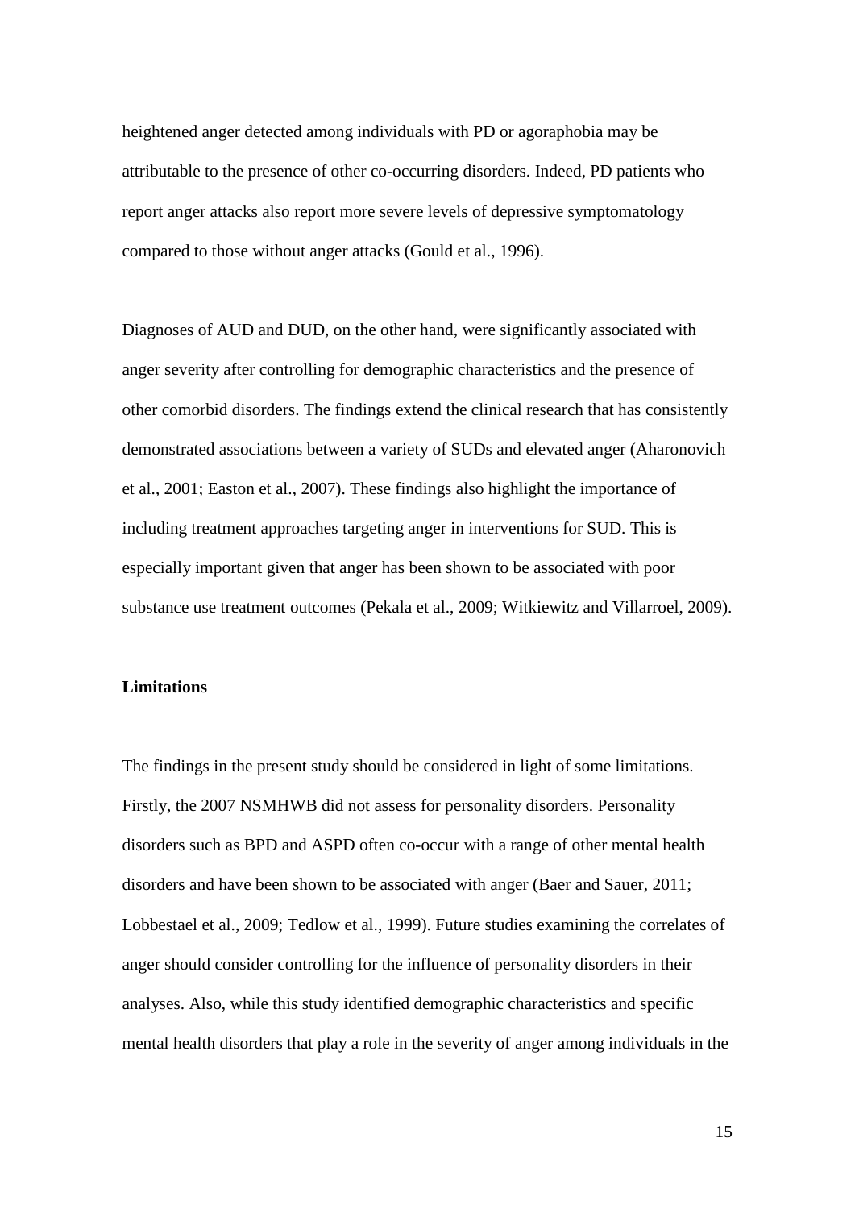heightened anger detected among individuals with PD or agoraphobia may be attributable to the presence of other co-occurring disorders. Indeed, PD patients who report anger attacks also report more severe levels of depressive symptomatology compared to those without anger attacks (Gould et al., 1996).

Diagnoses of AUD and DUD, on the other hand, were significantly associated with anger severity after controlling for demographic characteristics and the presence of other comorbid disorders. The findings extend the clinical research that has consistently demonstrated associations between a variety of SUDs and elevated anger (Aharonovich et al., 2001; Easton et al., 2007). These findings also highlight the importance of including treatment approaches targeting anger in interventions for SUD. This is especially important given that anger has been shown to be associated with poor substance use treatment outcomes (Pekala et al., 2009; Witkiewitz and Villarroel, 2009).

**Limitations**

The findings in the present study should be considered in light of some limitations. Firstly, the 2007 NSMHWB did not assess for personality disorders. Personality disorders such as BPD and ASPD often co-occur with a range of other mental health disorders and have been shown to be associated with anger (Baer and Sauer, 2011; Lobbestael et al., 2009; Tedlow et al., 1999). Future studies examining the correlates of anger should consider controlling for the influence of personality disorders in their analyses. Also, while this study identified demographic characteristics and specific mental health disorders that play a role in the severity of anger among individuals in the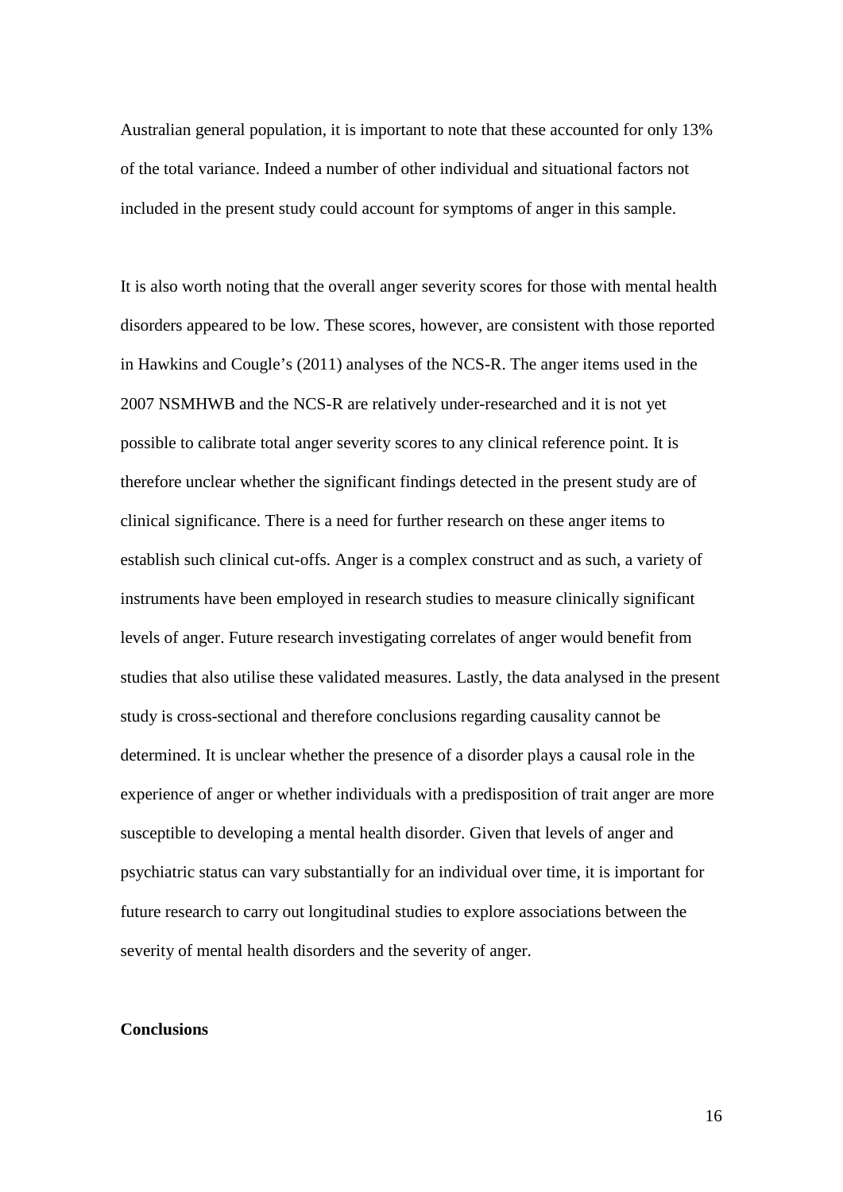Australian general population, it is important to note that these accounted for only 13% of the total variance. Indeed a number of other individual and situational factors not included in the present study could account for symptoms of anger in this sample.

It is also worth noting that the overall anger severity scores for those with mental health disorders appeared to be low. These scores, however, are consistent with those reported in Hawkins and Cougle's (2011) analyses of the NCS-R. The anger items used in the 2007 NSMHWB and the NCS-R are relatively under-researched and it is not yet possible to calibrate total anger severity scores to any clinical reference point. It is therefore unclear whether the significant findings detected in the present study are of clinical significance. There is a need for further research on these anger items to establish such clinical cut-offs. Anger is a complex construct and as such, a variety of instruments have been employed in research studies to measure clinically significant levels of anger. Future research investigating correlates of anger would benefit from studies that also utilise these validated measures. Lastly, the data analysed in the present study is cross-sectional and therefore conclusions regarding causality cannot be determined. It is unclear whether the presence of a disorder plays a causal role in the experience of anger or whether individuals with a predisposition of trait anger are more susceptible to developing a mental health disorder. Given that levels of anger and psychiatric status can vary substantially for an individual over time, it is important for future research to carry out longitudinal studies to explore associations between the severity of mental health disorders and the severity of anger.

**Conclusions**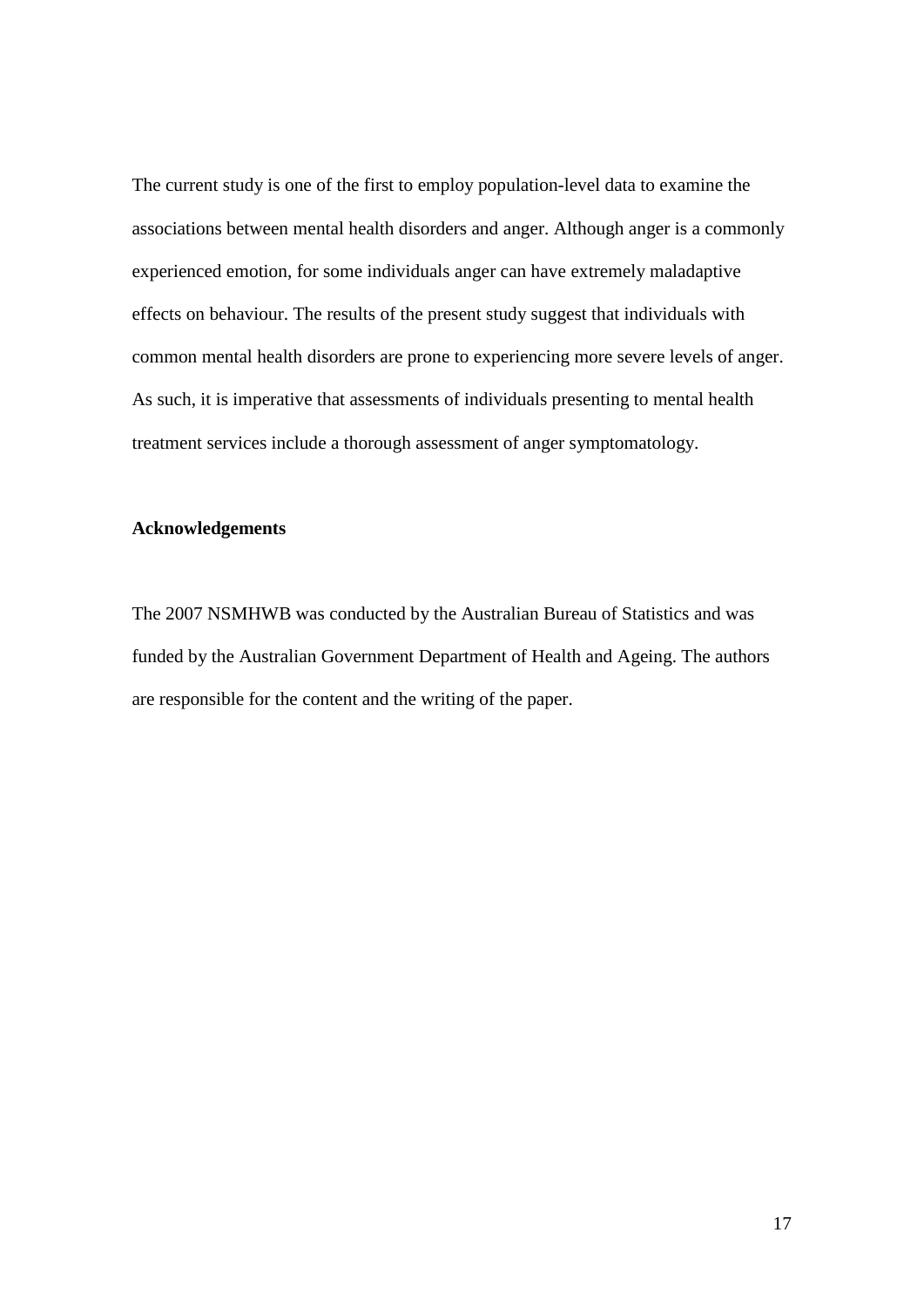The current study is one of the first to employ population-level data to examine the associations between mental health disorders and anger. Although anger is a commonly experienced emotion, for some individuals anger can have extremely maladaptive effects on behaviour. The results of the present study suggest that individuals with common mental health disorders are prone to experiencing more severe levels of anger. As such, it is imperative that assessments of individuals presenting to mental health treatment services include a thorough assessment of anger symptomatology.

**Acknowledgements**

The 2007 NSMHWB was conducted by the Australian Bureau of Statistics and was funded by the Australian Government Department of Health and Ageing. The authors are responsible for the content and the writing of the paper.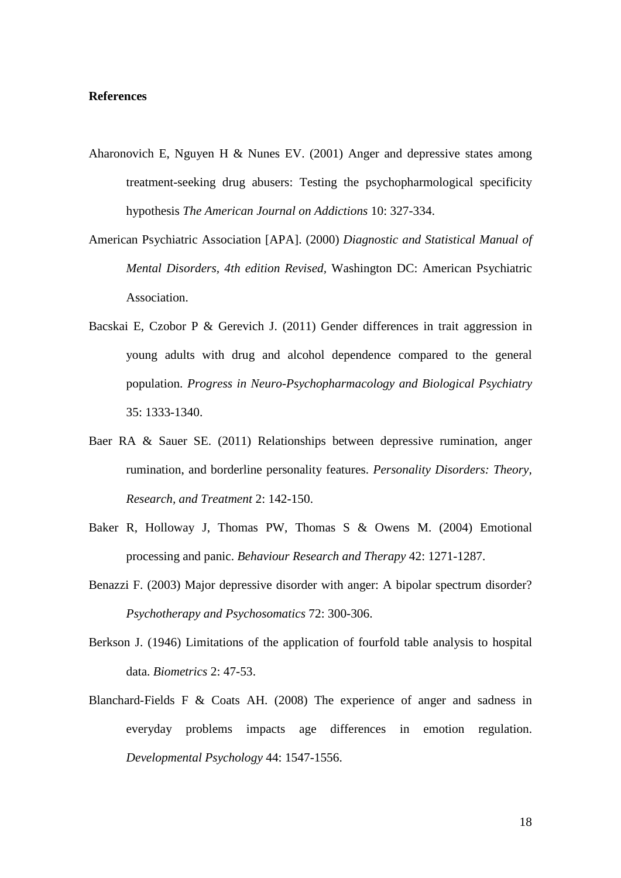**References**

Aharonovich E, Nguyen H & Nunes EV. (2001) Anger and depressive states among treatment-seeking drug abusers: Testing the psychopharmological specificity hypothesis *The American Journal on Addictions* 10: 327-334.

American Psychiatric Association [APA]. (2000) *Diagnostic and Statistical Manual of Mental Disorders, 4th edition Revised*, Washington DC: American Psychiatric Association.

Bacskai E, Czobor P & Gerevich J. (2011) Gender differences in trait aggression in young adults with drug and alcohol dependence compared to the general population. *Progress in Neuro-Psychopharmacology and Biological Psychiatry* 35: 1333-1340.

Baer RA & Sauer SE. (2011) Relationships between depressive rumination, anger rumination, and borderline personality features. *Personality Disorders: Theory, Research, and Treatment* 2: 142-150.

Baker R, Holloway J, Thomas PW, Thomas S & Owens M. (2004) Emotional processing and panic. *Behaviour Research and Therapy* 42: 1271-1287.

Benazzi F. (2003) Major depressive disorder with anger: A bipolar spectrum disorder? *Psychotherapy and Psychosomatics* 72: 300-306.

Berkson J. (1946) Limitations of the application of fourfold table analysis to hospital data. *Biometrics* 2: 47-53.

Blanchard-Fields F & Coats AH. (2008) The experience of anger and sadness in everyday problems impacts age differences in emotion regulation. *Developmental Psychology* 44: 1547-1556.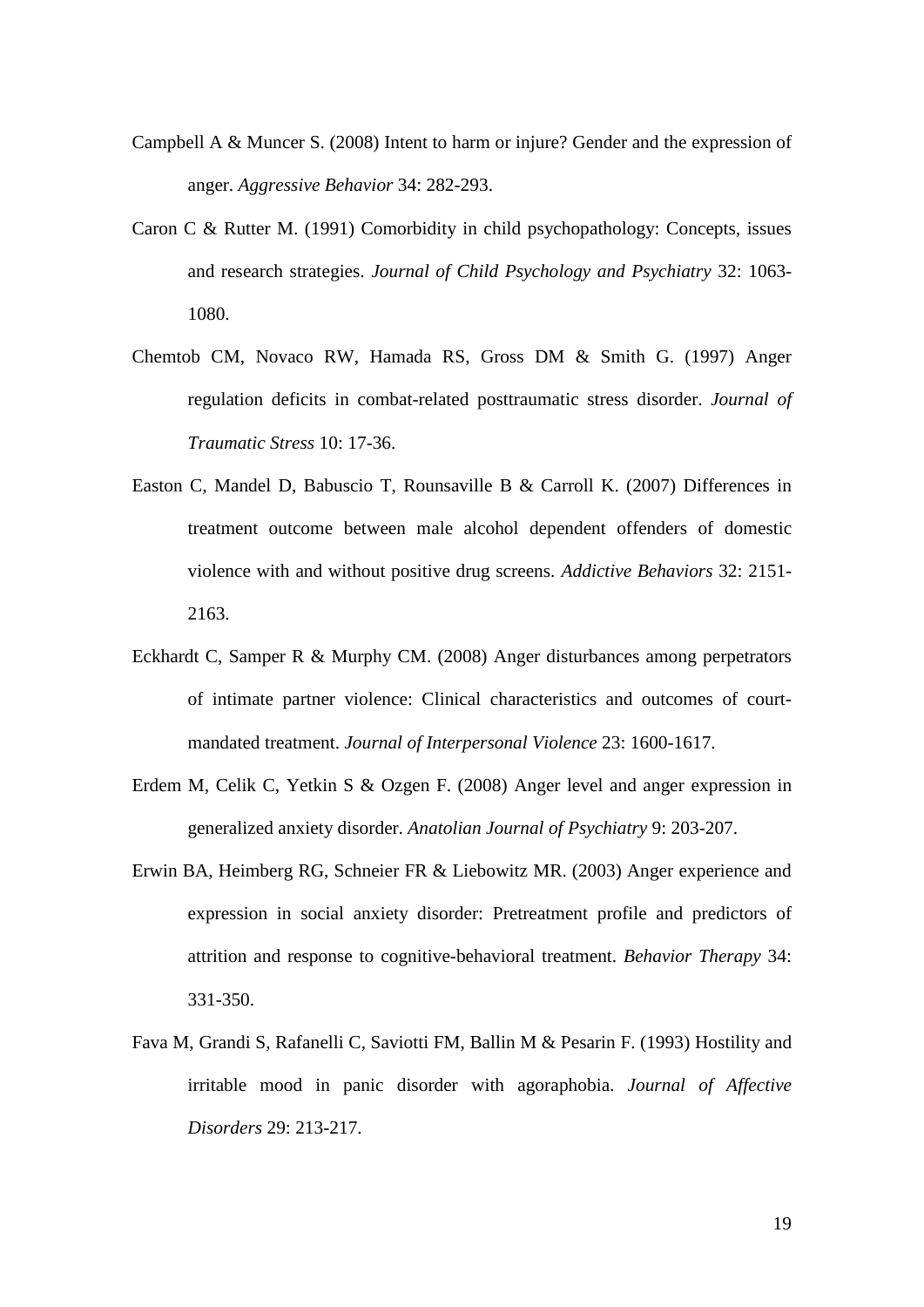Campbell A & Muncer S. (2008) Intent to harm or injure? Gender and the expression of anger. *Aggressive Behavior* 34: 282-293.

Caron C & Rutter M. (1991) Comorbidity in child psychopathology: Concepts, issues and research strategies. *Journal of Child Psychology and Psychiatry* 32: 1063-1080.

Chemtob CM, Novaco RW, Hamada RS, Gross DM & Smith G. (1997) Anger regulation deficits in combat-related posttraumatic stress disorder. *Journal of Traumatic Stress* 10: 17-36.

Easton C, Mandel D, Babuscio T, Rounsaville B & Carroll K. (2007) Differences in treatment outcome between male alcohol dependent offenders of domestic violence with and without positive drug screens. *Addictive Behaviors* 32: 2151-2163.

Eckhardt C, Samper R & Murphy CM. (2008) Anger disturbances among perpetrators of intimate partner violence: Clinical characteristics and outcomes of court-mandated treatment. *Journal of Interpersonal Violence* 23: 1600-1617.

Erdem M, Celik C, Yetkin S & Ozgen F. (2008) Anger level and anger expression in generalized anxiety disorder. *Anatolian Journal of Psychiatry* 9: 203-207.

Erwin BA, Heimberg RG, Schneier FR & Liebowitz MR. (2003) Anger experience and expression in social anxiety disorder: Pretreatment profile and predictors of attrition and response to cognitive-behavioral treatment. *Behavior Therapy* 34: 331-350.

Fava M, Grandi S, Rafanelli C, Saviotti FM, Ballin M & Pesarin F. (1993) Hostility and irritable mood in panic disorder with agoraphobia. *Journal of Affective Disorders* 29: 213-217.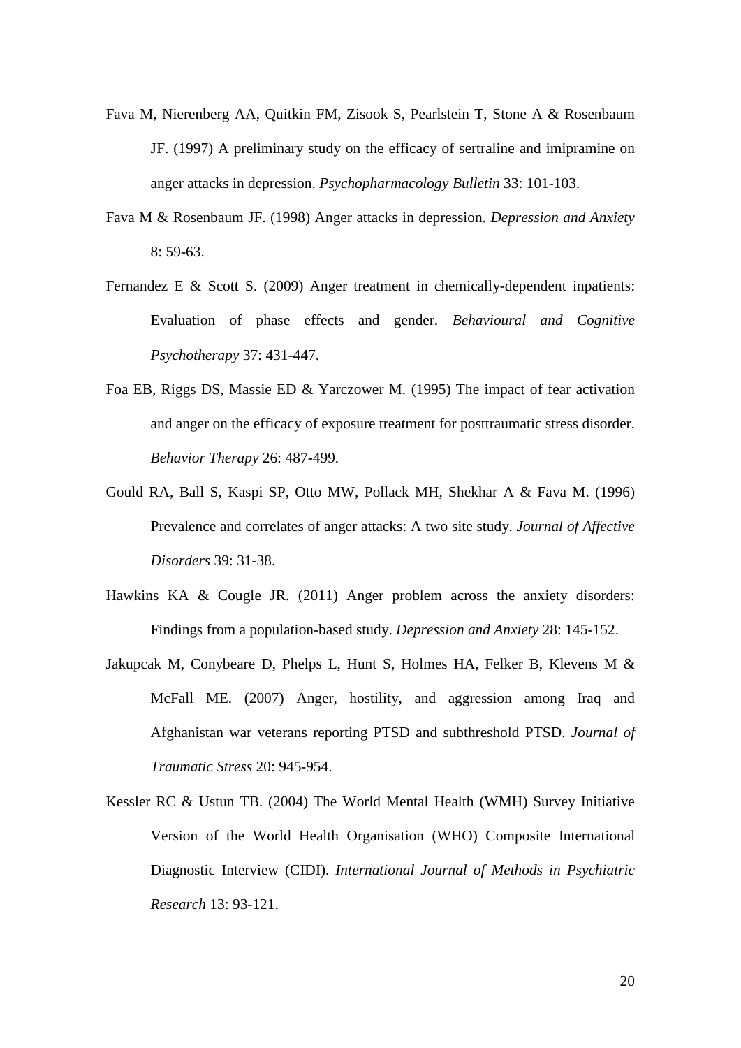Fava M, Nierenberg AA, Quitkin FM, Zisook S, Pearlstein T, Stone A & Rosenbaum JF. (1997) A preliminary study on the efficacy of sertraline and imipramine on anger attacks in depression. *Psychopharmacology Bulletin* 33: 101-103.

Fava M & Rosenbaum JF. (1998) Anger attacks in depression. *Depression and Anxiety* 8: 59-63.

Fernandez E & Scott S. (2009) Anger treatment in chemically-dependent inpatients: Evaluation of phase effects and gender. *Behavioural and Cognitive Psychotherapy* 37: 431-447.

Foa EB, Riggs DS, Massie ED & Yarczower M. (1995) The impact of fear activation and anger on the efficacy of exposure treatment for posttraumatic stress disorder. *Behavior Therapy* 26: 487-499.

Gould RA, Ball S, Kaspi SP, Otto MW, Pollack MH, Shekhar A & Fava M. (1996) Prevalence and correlates of anger attacks: A two site study. *Journal of Affective Disorders* 39: 31-38.

Hawkins KA & Cougle JR. (2011) Anger problem across the anxiety disorders: Findings from a population-based study. *Depression and Anxiety* 28: 145-152.

Jakupcak M, Conybeare D, Phelps L, Hunt S, Holmes HA, Felker B, Klevens M & McFall ME. (2007) Anger, hostility, and aggression among Iraq and Afghanistan war veterans reporting PTSD and subthreshold PTSD. *Journal of Traumatic Stress* 20: 945-954.

Kessler RC & Ustun TB. (2004) The World Mental Health (WMH) Survey Initiative Version of the World Health Organisation (WHO) Composite International Diagnostic Interview (CIDI). *International Journal of Methods in Psychiatric Research* 13: 93-121.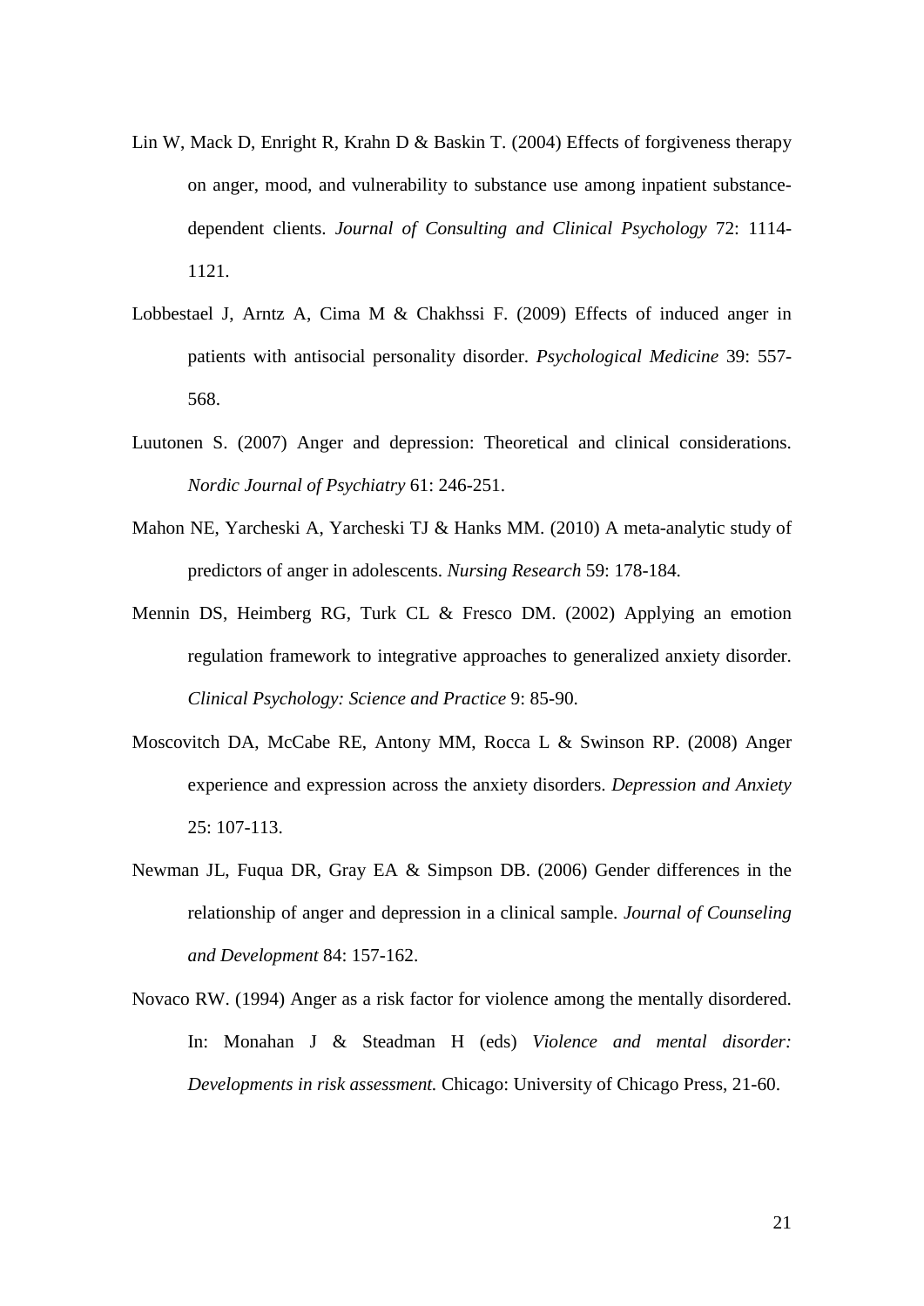Lin W, Mack D, Enright R, Krahn D & Baskin T. (2004) Effects of forgiveness therapy on anger, mood, and vulnerability to substance use among inpatient substance-dependent clients. *Journal of Consulting and Clinical Psychology* 72: 1114-1121.

Lobbestael J, Arntz A, Cima M & Chakhssi F. (2009) Effects of induced anger in patients with antisocial personality disorder. *Psychological Medicine* 39: 557-568.

Luutonen S. (2007) Anger and depression: Theoretical and clinical considerations. *Nordic Journal of Psychiatry* 61: 246-251.

Mahon NE, Yarcheski A, Yarcheski TJ & Hanks MM. (2010) A meta-analytic study of predictors of anger in adolescents. *Nursing Research* 59: 178-184.

Mennin DS, Heimberg RG, Turk CL & Fresco DM. (2002) Applying an emotion regulation framework to integrative approaches to generalized anxiety disorder. *Clinical Psychology: Science and Practice* 9: 85-90.

Moscovitch DA, McCabe RE, Antony MM, Rocca L & Swinson RP. (2008) Anger experience and expression across the anxiety disorders. *Depression and Anxiety* 25: 107-113.

Newman JL, Fuqua DR, Gray EA & Simpson DB. (2006) Gender differences in the relationship of anger and depression in a clinical sample. *Journal of Counseling and Development* 84: 157-162.

Novaco RW. (1994) Anger as a risk factor for violence among the mentally disordered. In: Monahan J & Steadman H (eds) *Violence and mental disorder: Developments in risk assessment.* Chicago: University of Chicago Press, 21-60.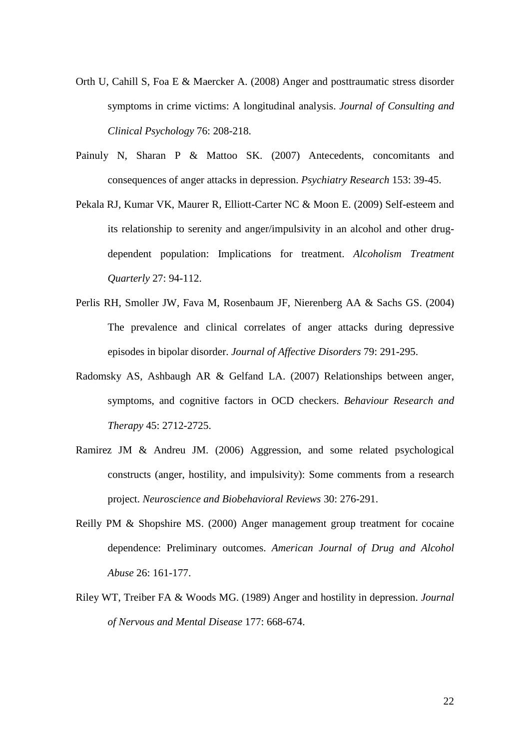Orth U, Cahill S, Foa E & Maercker A. (2008) Anger and posttraumatic stress disorder symptoms in crime victims: A longitudinal analysis. *Journal of Consulting and Clinical Psychology* 76: 208-218.

Painuly N, Sharan P & Mattoo SK. (2007) Antecedents, concomitants and consequences of anger attacks in depression. *Psychiatry Research* 153: 39-45.

Pekala RJ, Kumar VK, Maurer R, Elliott-Carter NC & Moon E. (2009) Self-esteem and its relationship to serenity and anger/impulsivity in an alcohol and other drug-dependent population: Implications for treatment. *Alcoholism Treatment Quarterly* 27: 94-112.

Perlis RH, Smoller JW, Fava M, Rosenbaum JF, Nierenberg AA & Sachs GS. (2004) The prevalence and clinical correlates of anger attacks during depressive episodes in bipolar disorder. *Journal of Affective Disorders* 79: 291-295.

Radomsky AS, Ashbaugh AR & Gelfand LA. (2007) Relationships between anger, symptoms, and cognitive factors in OCD checkers. *Behaviour Research and Therapy* 45: 2712-2725.

Ramirez JM & Andreu JM. (2006) Aggression, and some related psychological constructs (anger, hostility, and impulsivity): Some comments from a research project. *Neuroscience and Biobehavioral Reviews* 30: 276-291.

Reilly PM & Shopshire MS. (2000) Anger management group treatment for cocaine dependence: Preliminary outcomes. *American Journal of Drug and Alcohol Abuse* 26: 161-177.

Riley WT, Treiber FA & Woods MG. (1989) Anger and hostility in depression. *Journal of Nervous and Mental Disease* 177: 668-674.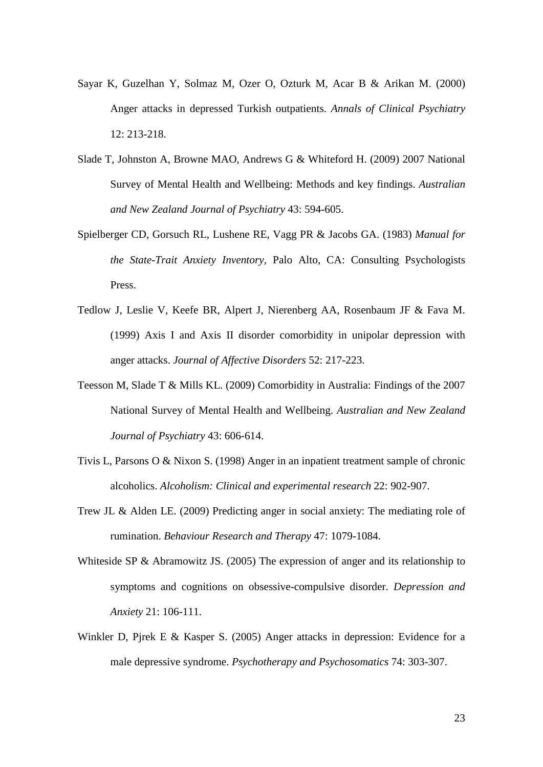Sayar K, Guzelhan Y, Solmaz M, Ozer O, Ozturk M, Acar B & Arikan M. (2000) Anger attacks in depressed Turkish outpatients. *Annals of Clinical Psychiatry* 12: 213-218.

Slade T, Johnston A, Browne MAO, Andrews G & Whiteford H. (2009) 2007 National Survey of Mental Health and Wellbeing: Methods and key findings. *Australian and New Zealand Journal of Psychiatry* 43: 594-605.

Spielberger CD, Gorsuch RL, Lushene RE, Vagg PR & Jacobs GA. (1983) *Manual for the State-Trait Anxiety Inventory,* Palo Alto, CA: Consulting Psychologists Press.

Tedlow J, Leslie V, Keefe BR, Alpert J, Nierenberg AA, Rosenbaum JF & Fava M. (1999) Axis I and Axis II disorder comorbidity in unipolar depression with anger attacks. *Journal of Affective Disorders* 52: 217-223.

Teesson M, Slade T & Mills KL. (2009) Comorbidity in Australia: Findings of the 2007 National Survey of Mental Health and Wellbeing. *Australian and New Zealand Journal of Psychiatry* 43: 606-614.

Tivis L, Parsons O & Nixon S. (1998) Anger in an inpatient treatment sample of chronic alcoholics. *Alcoholism: Clinical and experimental research* 22: 902-907.

Trew JL & Alden LE. (2009) Predicting anger in social anxiety: The mediating role of rumination. *Behaviour Research and Therapy* 47: 1079-1084.

Whiteside SP & Abramowitz JS. (2005) The expression of anger and its relationship to symptoms and cognitions on obsessive-compulsive disorder. *Depression and Anxiety* 21: 106-111.

Winkler D, Pjrek E & Kasper S. (2005) Anger attacks in depression: Evidence for a male depressive syndrome. *Psychotherapy and Psychosomatics* 74: 303-307.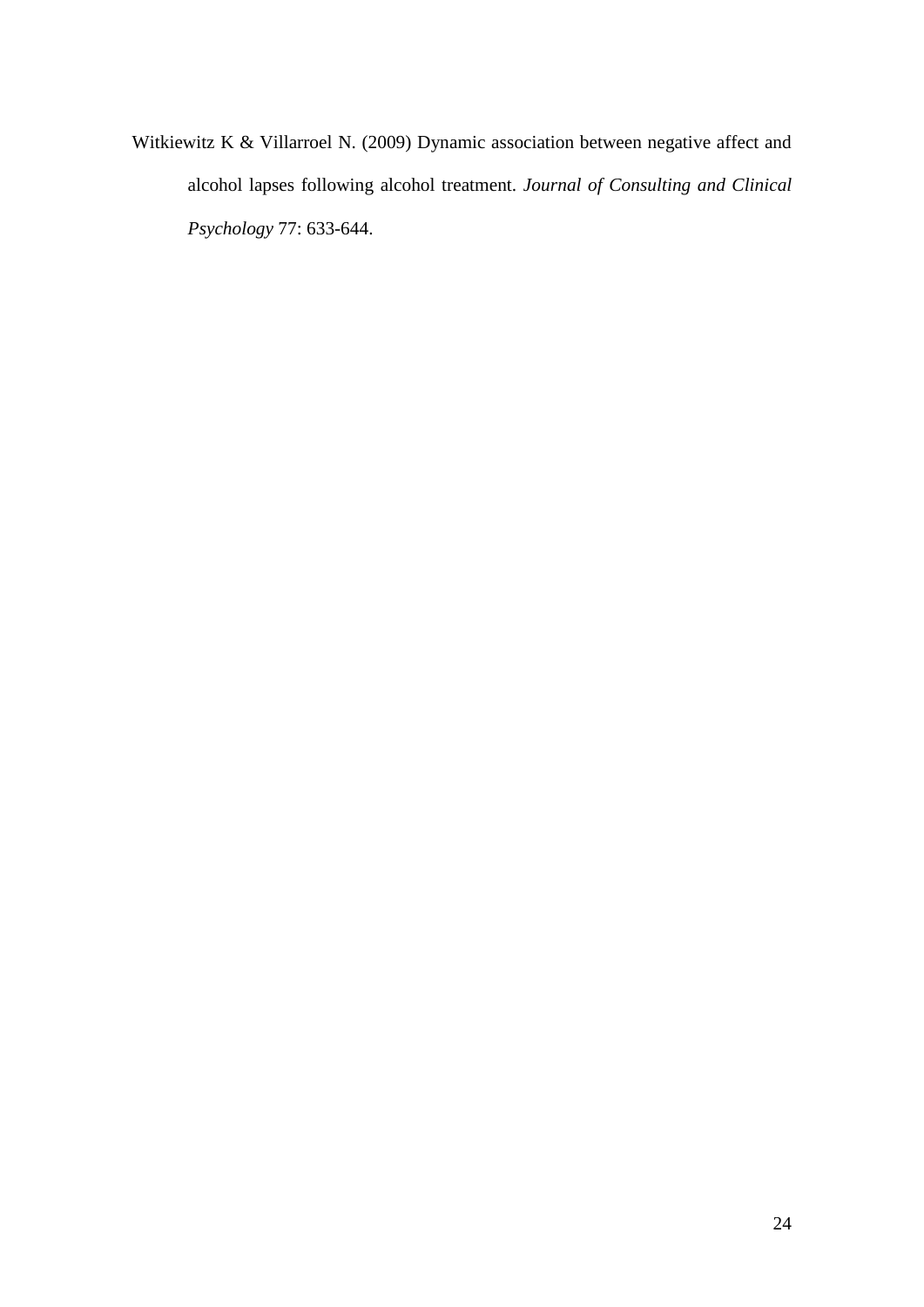Witkiewitz K & Villarroel N. (2009) Dynamic association between negative affect and alcohol lapses following alcohol treatment. *Journal of Consulting and Clinical Psychology* 77: 633-644.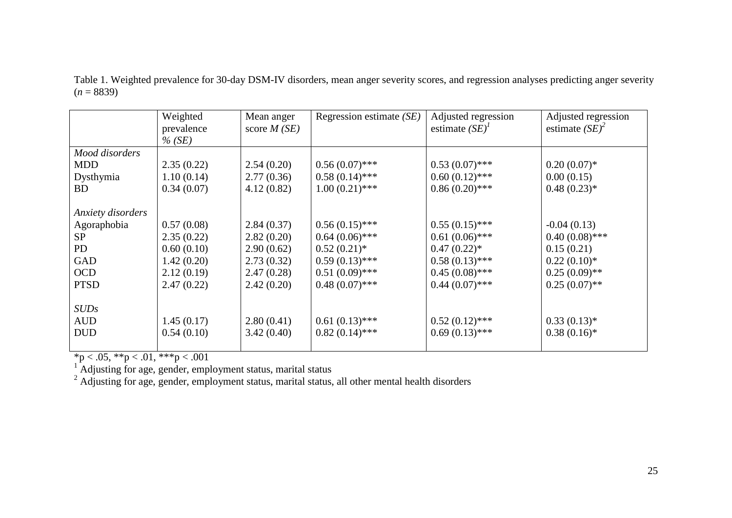Table 1. Weighted prevalence for 30-day DSM-IV disorders, mean anger severity scores, and regression analyses predicting anger severity ($n$ = 8839)

| | Weighted prevalence % *(SE)* | Mean anger score *M (SE)* | Regression estimate *(SE)* | Adjusted regression estimate *(SE)*[1] | Adjusted regression estimate *(SE)*[2] |
|---|---|---|---|---|---|
| *Mood disorders* | | | | | |
| MDD | 2.35 (0.22) | 2.54 (0.20) | 0.56 (0.07)*** | 0.53 (0.07)*** | 0.20 (0.07)* |
| Dysthymia | 1.10 (0.14) | 2.77 (0.36) | 0.58 (0.14)*** | 0.60 (0.12)*** | 0.00 (0.15) |
| BD | 0.34 (0.07) | 4.12 (0.82) | 1.00 (0.21)*** | 0.86 (0.20)*** | 0.48 (0.23)* |
| *Anxiety disorders* | | | | | |
| Agoraphobia | 0.57 (0.08) | 2.84 (0.37) | 0.56 (0.15)*** | 0.55 (0.15)*** | -0.04 (0.13) |
| SP | 2.35 (0.22) | 2.82 (0.20) | 0.64 (0.06)*** | 0.61 (0.06)*** | 0.40 (0.08)*** |
| PD | 0.60 (0.10) | 2.90 (0.62) | 0.52 (0.21)* | 0.47 (0.22)* | 0.15 (0.21) |
| GAD | 1.42 (0.20) | 2.73 (0.32) | 0.59 (0.13)*** | 0.58 (0.13)*** | 0.22 (0.10)* |
| OCD | 2.12 (0.19) | 2.47 (0.28) | 0.51 (0.09)*** | 0.45 (0.08)*** | 0.25 (0.09)** |
| PTSD | 2.47 (0.22) | 2.42 (0.20) | 0.48 (0.07)*** | 0.44 (0.07)*** | 0.25 (0.07)** |
| *SUDs* | | | | | |
| AUD | 1.45 (0.17) | 2.80 (0.41) | 0.61 (0.13)*** | 0.52 (0.12)*** | 0.33 (0.13)* |
| DUD | 0.54 (0.10) | 3.42 (0.40) | 0.82 (0.14)*** | 0.69 (0.13)*** | 0.38 (0.16)* |

*$p < .05$, **$p < .01$, ***$p < .001$

[1] Adjusting for age, gender, employment status, marital status

[2] Adjusting for age, gender, employment status, marital status, all other mental health disorders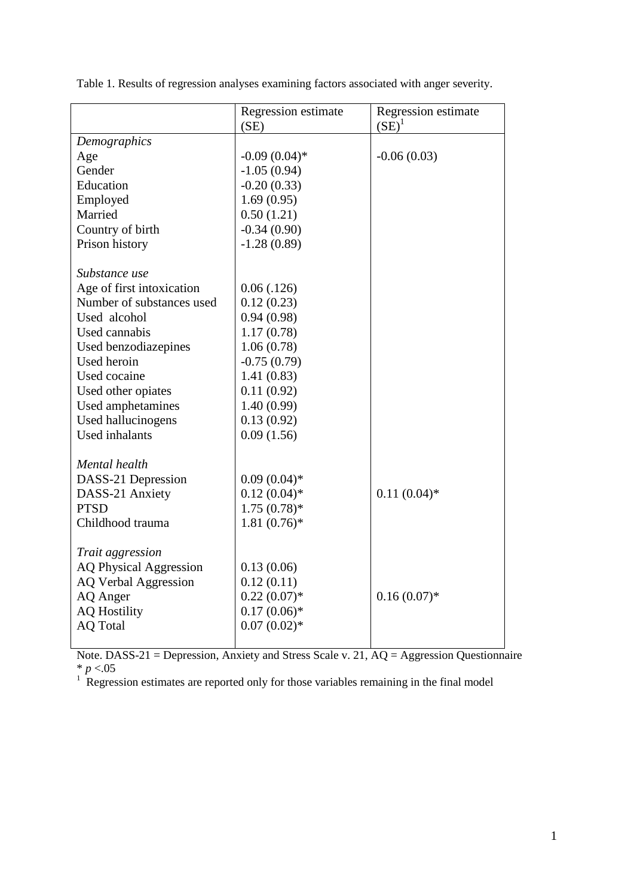Table 1. Results of regression analyses examining factors associated with anger severity.

| | Regression estimate (SE) | Regression estimate (SE)[1] |
|---|---|---|
| *Demographics* | | |
| Age | -0.09 (0.04)* | -0.06 (0.03) |
| Gender | -1.05 (0.94) | |
| Education | -0.20 (0.33) | |
| Employed | 1.69 (0.95) | |
| Married | 0.50 (1.21) | |
| Country of birth | -0.34 (0.90) | |
| Prison history | -1.28 (0.89) | |
| *Substance use* | | |
| Age of first intoxication | 0.06 (.126) | |
| Number of substances used | 0.12 (0.23) | |
| Used alcohol | 0.94 (0.98) | |
| Used cannabis | 1.17 (0.78) | |
| Used benzodiazepines | 1.06 (0.78) | |
| Used heroin | -0.75 (0.79) | |
| Used cocaine | 1.41 (0.83) | |
| Used other opiates | 0.11 (0.92) | |
| Used amphetamines | 1.40 (0.99) | |
| Used hallucinogens | 0.13 (0.92) | |
| Used inhalants | 0.09 (1.56) | |
| *Mental health* | | |
| DASS-21 Depression | 0.09 (0.04)* | |
| DASS-21 Anxiety | 0.12 (0.04)* | 0.11 (0.04)* |
| PTSD | 1.75 (0.78)* | |
| Childhood trauma | 1.81 (0.76)* | |
| *Trait aggression* | | |
| AQ Physical Aggression | 0.13 (0.06) | |
| AQ Verbal Aggression | 0.12 (0.11) | |
| AQ Anger | 0.22 (0.07)* | 0.16 (0.07)* |
| AQ Hostility | 0.17 (0.06)* | |
| AQ Total | 0.07 (0.02)* | |

Note. DASS-21 = Depression, Anxiety and Stress Scale v. 21, AQ = Aggression Questionnaire

* $p$ <.05

[1] Regression estimates are reported only for those variables remaining in the final model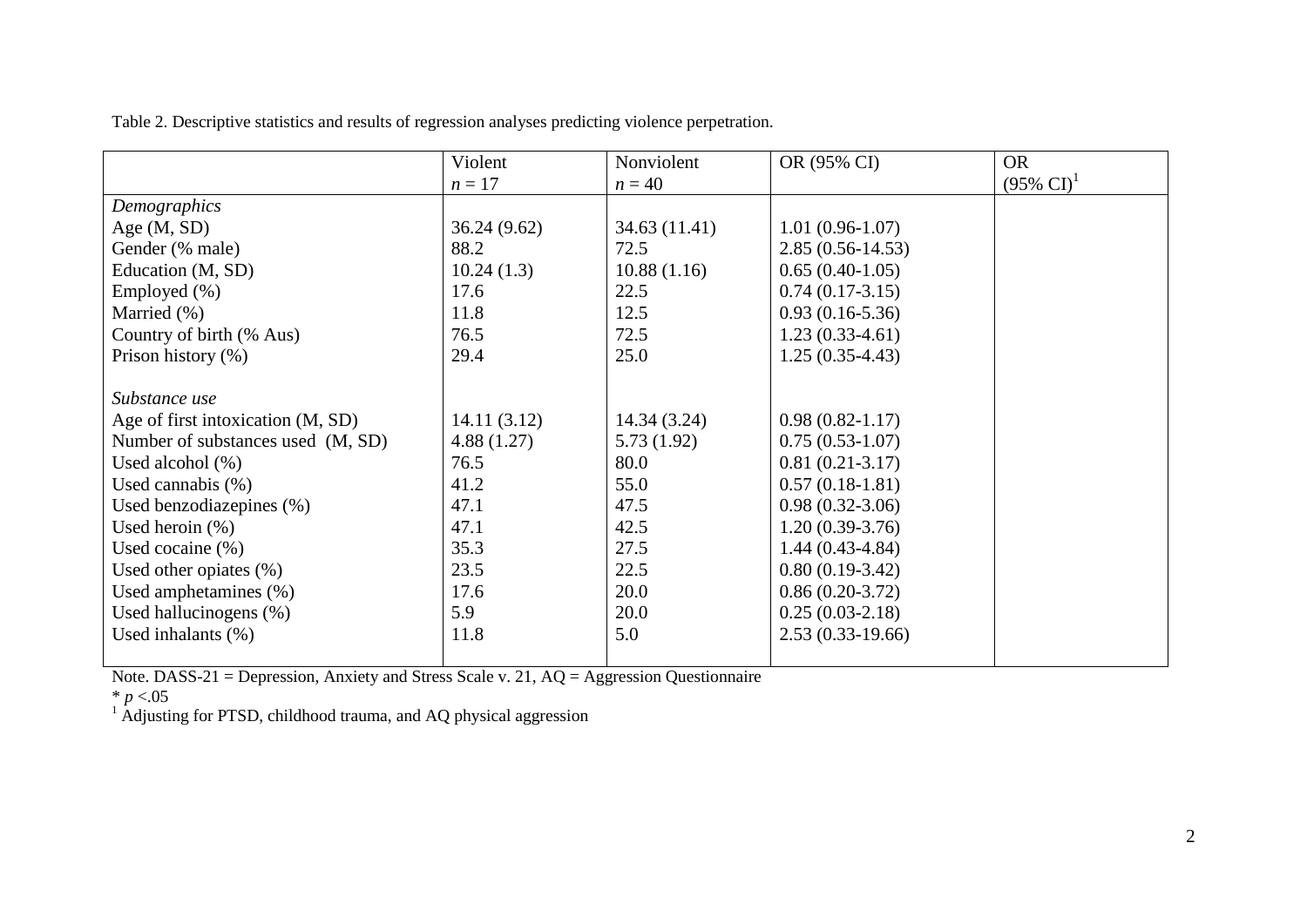Table 2. Descriptive statistics and results of regression analyses predicting violence perpetration.

| | Violent<br>$n = 17$ | Nonviolent<br>$n = 40$ | OR (95% CI) | OR<br>(95% CI)[1] |
|---|---|---|---|---|
| *Demographics* | | | | |
| Age (M, SD) | 36.24 (9.62) | 34.63 (11.41) | 1.01 (0.96-1.07) | |
| Gender (% male) | 88.2 | 72.5 | 2.85 (0.56-14.53) | |
| Education (M, SD) | 10.24 (1.3) | 10.88 (1.16) | 0.65 (0.40-1.05) | |
| Employed (%) | 17.6 | 22.5 | 0.74 (0.17-3.15) | |
| Married (%) | 11.8 | 12.5 | 0.93 (0.16-5.36) | |
| Country of birth (% Aus) | 76.5 | 72.5 | 1.23 (0.33-4.61) | |
| Prison history (%) | 29.4 | 25.0 | 1.25 (0.35-4.43) | |
| *Substance use* | | | | |
| Age of first intoxication (M, SD) | 14.11 (3.12) | 14.34 (3.24) | 0.98 (0.82-1.17) | |
| Number of substances used (M, SD) | 4.88 (1.27) | 5.73 (1.92) | 0.75 (0.53-1.07) | |
| Used alcohol (%) | 76.5 | 80.0 | 0.81 (0.21-3.17) | |
| Used cannabis (%) | 41.2 | 55.0 | 0.57 (0.18-1.81) | |
| Used benzodiazepines (%) | 47.1 | 47.5 | 0.98 (0.32-3.06) | |
| Used heroin (%) | 47.1 | 42.5 | 1.20 (0.39-3.76) | |
| Used cocaine (%) | 35.3 | 27.5 | 1.44 (0.43-4.84) | |
| Used other opiates (%) | 23.5 | 22.5 | 0.80 (0.19-3.42) | |
| Used amphetamines (%) | 17.6 | 20.0 | 0.86 (0.20-3.72) | |
| Used hallucinogens (%) | 5.9 | 20.0 | 0.25 (0.03-2.18) | |
| Used inhalants (%) | 11.8 | 5.0 | 2.53 (0.33-19.66) | |

Note. DASS-21 = Depression, Anxiety and Stress Scale v. 21, AQ = Aggression Questionnaire

\* $p < .05$

[1] Adjusting for PTSD, childhood trauma, and AQ physical aggression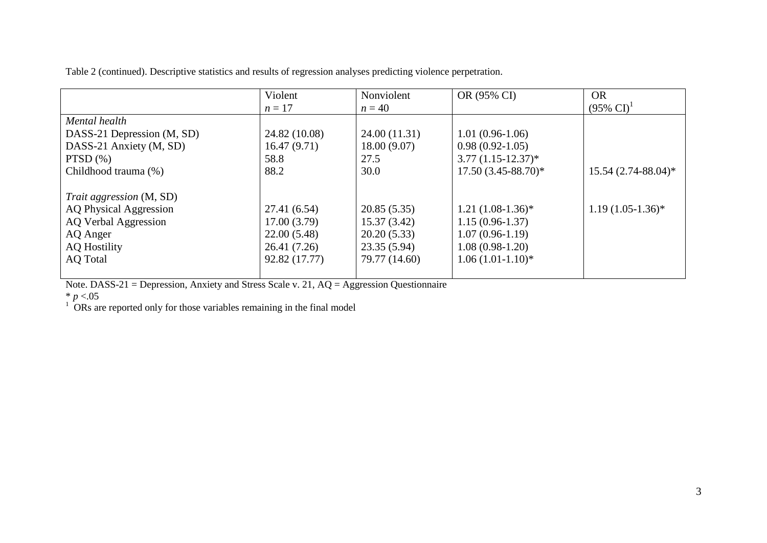Table 2 (continued). Descriptive statistics and results of regression analyses predicting violence perpetration.

| | Violent $n = 17$ | Nonviolent $n = 40$ | OR (95% CI) | OR (95% CI)[1] |
|---|---|---|---|---|
| *Mental health* | | | | |
| DASS-21 Depression (M, SD) | 24.82 (10.08) | 24.00 (11.31) | 1.01 (0.96-1.06) | |
| DASS-21 Anxiety (M, SD) | 16.47 (9.71) | 18.00 (9.07) | 0.98 (0.92-1.05) | |
| PTSD (%) | 58.8 | 27.5 | 3.77 (1.15-12.37)* | |
| Childhood trauma (%) | 88.2 | 30.0 | 17.50 (3.45-88.70)* | 15.54 (2.74-88.04)* |
| *Trait aggression* (M, SD) | | | | |
| AQ Physical Aggression | 27.41 (6.54) | 20.85 (5.35) | 1.21 (1.08-1.36)* | 1.19 (1.05-1.36)* |
| AQ Verbal Aggression | 17.00 (3.79) | 15.37 (3.42) | 1.15 (0.96-1.37) | |
| AQ Anger | 22.00 (5.48) | 20.20 (5.33) | 1.07 (0.96-1.19) | |
| AQ Hostility | 26.41 (7.26) | 23.35 (5.94) | 1.08 (0.98-1.20) | |
| AQ Total | 92.82 (17.77) | 79.77 (14.60) | 1.06 (1.01-1.10)* | |

Note. DASS-21 = Depression, Anxiety and Stress Scale v. 21, AQ = Aggression Questionnaire

* $p$ <.05

[1] ORs are reported only for those variables remaining in the final model